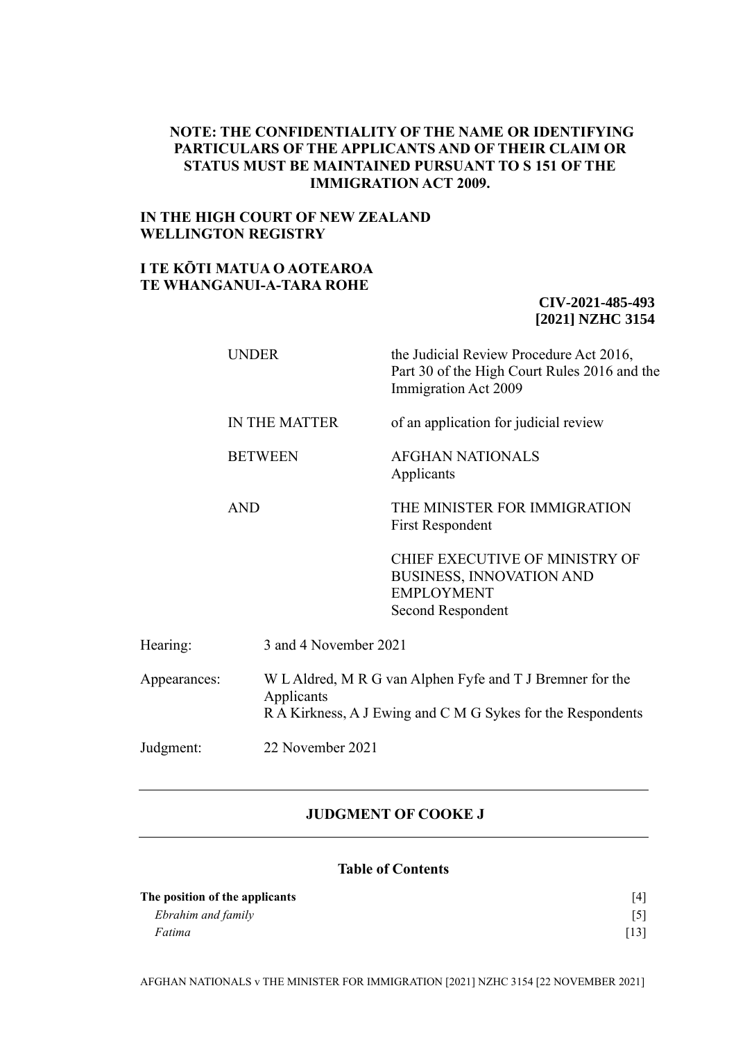**NOTE: THE CONFIDENTIALITY OF THE NAME OR IDENTIFYING PARTICULARS OF THE APPLICANTS AND OF THEIR CLAIM OR STATUS MUST BE MAINTAINED PURSUANT TO S 151 OF THE IMMIGRATION ACT 2009.**

**IN THE HIGH COURT OF NEW ZEALAND**
**WELLINGTON REGISTRY**

**I TE KŌTI MATUA O AOTEAROA**
**TE WHANGANUI-A-TARA ROHE**

**CIV-2021-485-493**
**[2021] NZHC 3154**

| | |
|---|---|
| UNDER | the Judicial Review Procedure Act 2016, Part 30 of the High Court Rules 2016 and the Immigration Act 2009 |
| IN THE MATTER | of an application for judicial review |
| BETWEEN | AFGHAN NATIONALS<br>Applicants |
| AND | THE MINISTER FOR IMMIGRATION<br>First Respondent |
| | CHIEF EXECUTIVE OF MINISTRY OF BUSINESS, INNOVATION AND EMPLOYMENT<br>Second Respondent |

| | |
|---|---|
| Hearing: | 3 and 4 November 2021 |
| Appearances: | W L Aldred, M R G van Alphen Fyfe and T J Bremner for the Applicants<br>R A Kirkness, A J Ewing and C M G Sykes for the Respondents |
| Judgment: | 22 November 2021 |

---

## JUDGMENT OF COOKE J

---

### Table of Contents

| | |
|---|---|
| **The position of the applicants** | [4] |
| *Ebrahim and family* | [5] |
| *Fatima* | [13] |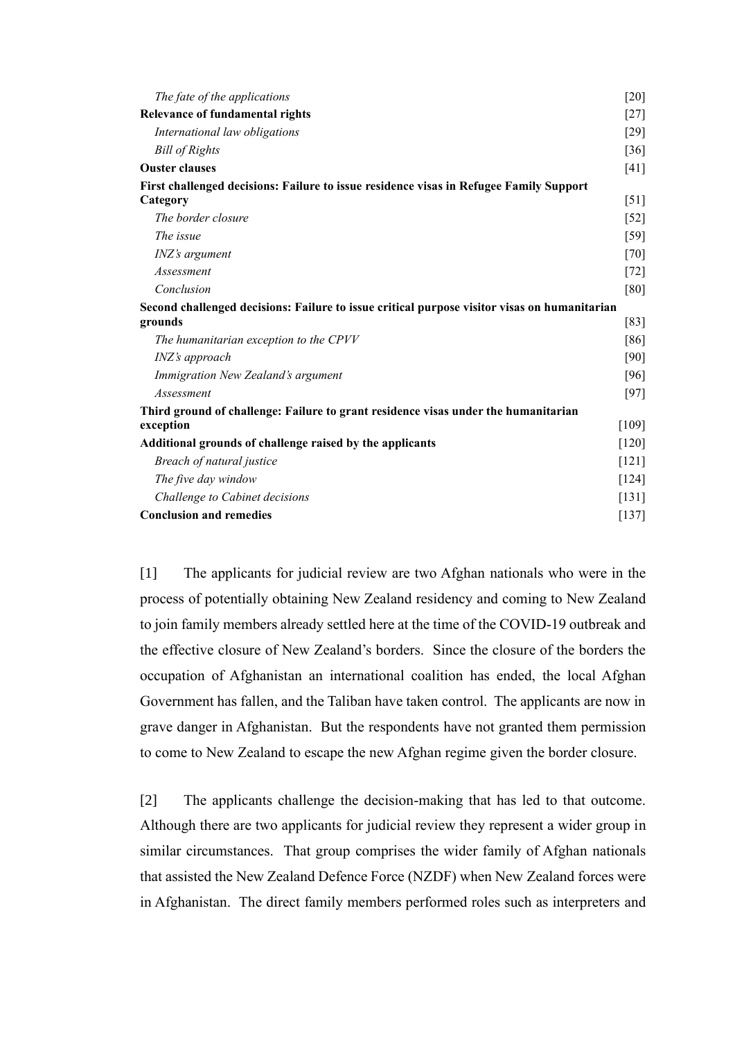| | |
|---|---|
| *The fate of the applications* | [20] |
| **Relevance of fundamental rights** | [27] |
| *International law obligations* | [29] |
| *Bill of Rights* | [36] |
| **Ouster clauses** | [41] |
| **First challenged decisions: Failure to issue residence visas in Refugee Family Support Category** | [51] |
| *The border closure* | [52] |
| *The issue* | [59] |
| *INZ's argument* | [70] |
| *Assessment* | [72] |
| *Conclusion* | [80] |
| **Second challenged decisions: Failure to issue critical purpose visitor visas on humanitarian grounds** | [83] |
| *The humanitarian exception to the CPVV* | [86] |
| *INZ's approach* | [90] |
| *Immigration New Zealand's argument* | [96] |
| *Assessment* | [97] |
| **Third ground of challenge: Failure to grant residence visas under the humanitarian exception** | [109] |
| **Additional grounds of challenge raised by the applicants** | [120] |
| *Breach of natural justice* | [121] |
| *The five day window* | [124] |
| *Challenge to Cabinet decisions* | [131] |
| **Conclusion and remedies** | [137] |

[1] The applicants for judicial review are two Afghan nationals who were in the process of potentially obtaining New Zealand residency and coming to New Zealand to join family members already settled here at the time of the COVID-19 outbreak and the effective closure of New Zealand's borders. Since the closure of the borders the occupation of Afghanistan an international coalition has ended, the local Afghan Government has fallen, and the Taliban have taken control. The applicants are now in grave danger in Afghanistan. But the respondents have not granted them permission to come to New Zealand to escape the new Afghan regime given the border closure.

[2] The applicants challenge the decision-making that has led to that outcome. Although there are two applicants for judicial review they represent a wider group in similar circumstances. That group comprises the wider family of Afghan nationals that assisted the New Zealand Defence Force (NZDF) when New Zealand forces were in Afghanistan. The direct family members performed roles such as interpreters and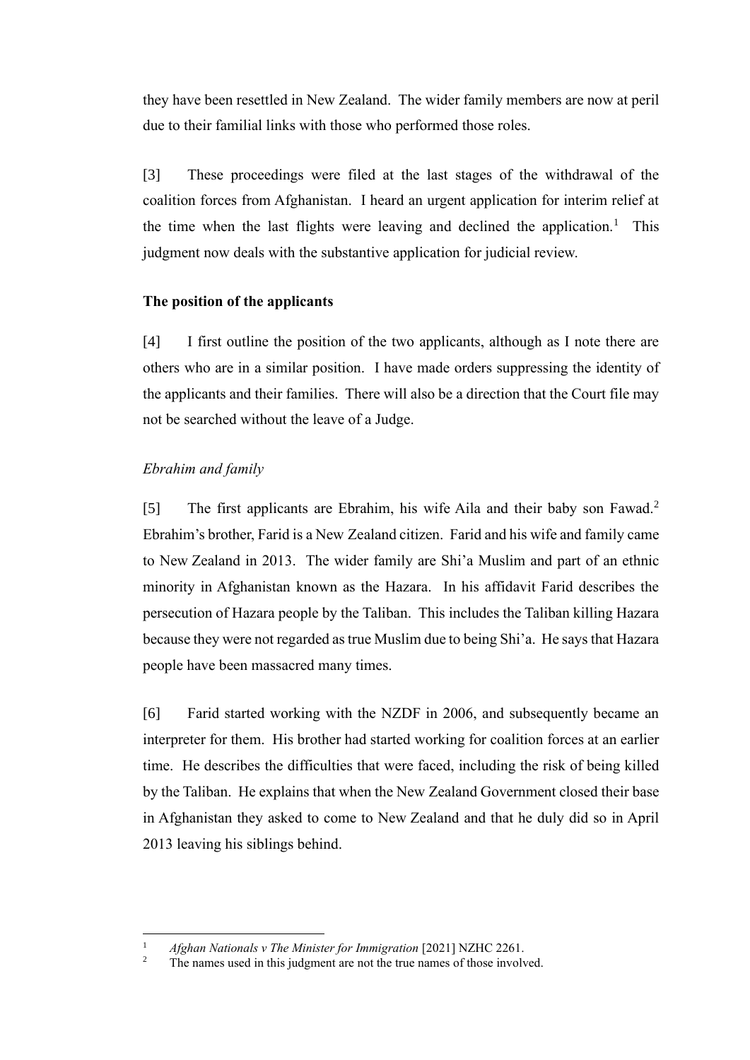they have been resettled in New Zealand. The wider family members are now at peril due to their familial links with those who performed those roles.

[3] These proceedings were filed at the last stages of the withdrawal of the coalition forces from Afghanistan. I heard an urgent application for interim relief at the time when the last flights were leaving and declined the application.[1] This judgment now deals with the substantive application for judicial review.

### The position of the applicants

[4] I first outline the position of the two applicants, although as I note there are others who are in a similar position. I have made orders suppressing the identity of the applicants and their families. There will also be a direction that the Court file may not be searched without the leave of a Judge.

#### *Ebrahim and family*

[5] The first applicants are Ebrahim, his wife Aila and their baby son Fawad.[2] Ebrahim's brother, Farid is a New Zealand citizen. Farid and his wife and family came to New Zealand in 2013. The wider family are Shi'a Muslim and part of an ethnic minority in Afghanistan known as the Hazara. In his affidavit Farid describes the persecution of Hazara people by the Taliban. This includes the Taliban killing Hazara because they were not regarded as true Muslim due to being Shi'a. He says that Hazara people have been massacred many times.

[6] Farid started working with the NZDF in 2006, and subsequently became an interpreter for them. His brother had started working for coalition forces at an earlier time. He describes the difficulties that were faced, including the risk of being killed by the Taliban. He explains that when the New Zealand Government closed their base in Afghanistan they asked to come to New Zealand and that he duly did so in April 2013 leaving his siblings behind.

---

[1] *Afghan Nationals v The Minister for Immigration* [2021] NZHC 2261.

[2] The names used in this judgment are not the true names of those involved.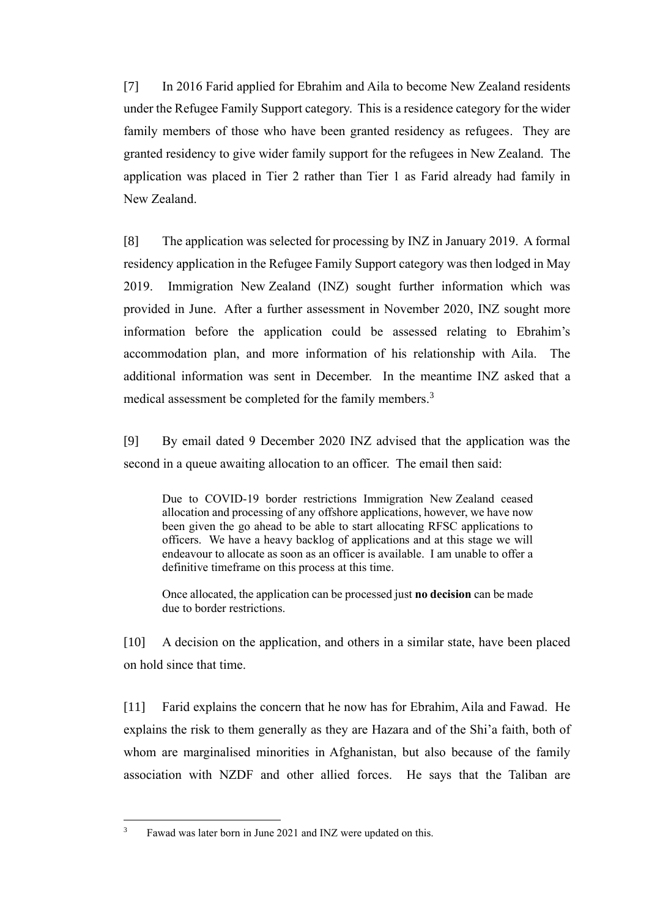[7] In 2016 Farid applied for Ebrahim and Aila to become New Zealand residents under the Refugee Family Support category. This is a residence category for the wider family members of those who have been granted residency as refugees. They are granted residency to give wider family support for the refugees in New Zealand. The application was placed in Tier 2 rather than Tier 1 as Farid already had family in New Zealand.

[8] The application was selected for processing by INZ in January 2019. A formal residency application in the Refugee Family Support category was then lodged in May 2019. Immigration New Zealand (INZ) sought further information which was provided in June. After a further assessment in November 2020, INZ sought more information before the application could be assessed relating to Ebrahim's accommodation plan, and more information of his relationship with Aila. The additional information was sent in December. In the meantime INZ asked that a medical assessment be completed for the family members.[3]

[9] By email dated 9 December 2020 INZ advised that the application was the second in a queue awaiting allocation to an officer. The email then said:

> Due to COVID-19 border restrictions Immigration New Zealand ceased allocation and processing of any offshore applications, however, we have now been given the go ahead to be able to start allocating RFSC applications to officers. We have a heavy backlog of applications and at this stage we will endeavour to allocate as soon as an officer is available. I am unable to offer a definitive timeframe on this process at this time.
>
> Once allocated, the application can be processed just **no decision** can be made due to border restrictions.

[10] A decision on the application, and others in a similar state, have been placed on hold since that time.

[11] Farid explains the concern that he now has for Ebrahim, Aila and Fawad. He explains the risk to them generally as they are Hazara and of the Shi'a faith, both of whom are marginalised minorities in Afghanistan, but also because of the family association with NZDF and other allied forces. He says that the Taliban are

---

[3] Fawad was later born in June 2021 and INZ were updated on this.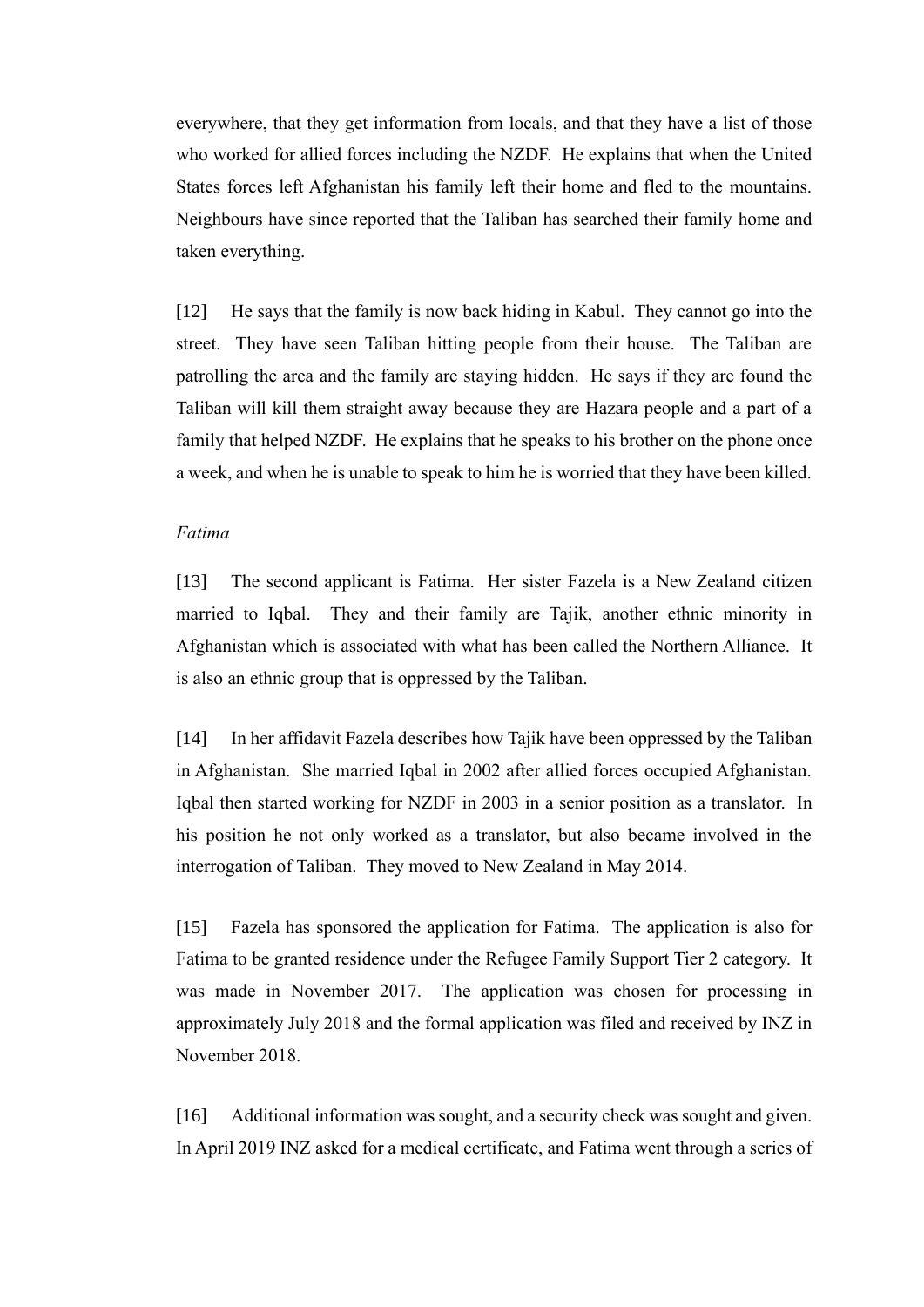everywhere, that they get information from locals, and that they have a list of those who worked for allied forces including the NZDF. He explains that when the United States forces left Afghanistan his family left their home and fled to the mountains. Neighbours have since reported that the Taliban has searched their family home and taken everything.

[12] He says that the family is now back hiding in Kabul. They cannot go into the street. They have seen Taliban hitting people from their house. The Taliban are patrolling the area and the family are staying hidden. He says if they are found the Taliban will kill them straight away because they are Hazara people and a part of a family that helped NZDF. He explains that he speaks to his brother on the phone once a week, and when he is unable to speak to him he is worried that they have been killed.

*Fatima*

[13] The second applicant is Fatima. Her sister Fazela is a New Zealand citizen married to Iqbal. They and their family are Tajik, another ethnic minority in Afghanistan which is associated with what has been called the Northern Alliance. It is also an ethnic group that is oppressed by the Taliban.

[14] In her affidavit Fazela describes how Tajik have been oppressed by the Taliban in Afghanistan. She married Iqbal in 2002 after allied forces occupied Afghanistan. Iqbal then started working for NZDF in 2003 in a senior position as a translator. In his position he not only worked as a translator, but also became involved in the interrogation of Taliban. They moved to New Zealand in May 2014.

[15] Fazela has sponsored the application for Fatima. The application is also for Fatima to be granted residence under the Refugee Family Support Tier 2 category. It was made in November 2017. The application was chosen for processing in approximately July 2018 and the formal application was filed and received by INZ in November 2018.

[16] Additional information was sought, and a security check was sought and given. In April 2019 INZ asked for a medical certificate, and Fatima went through a series of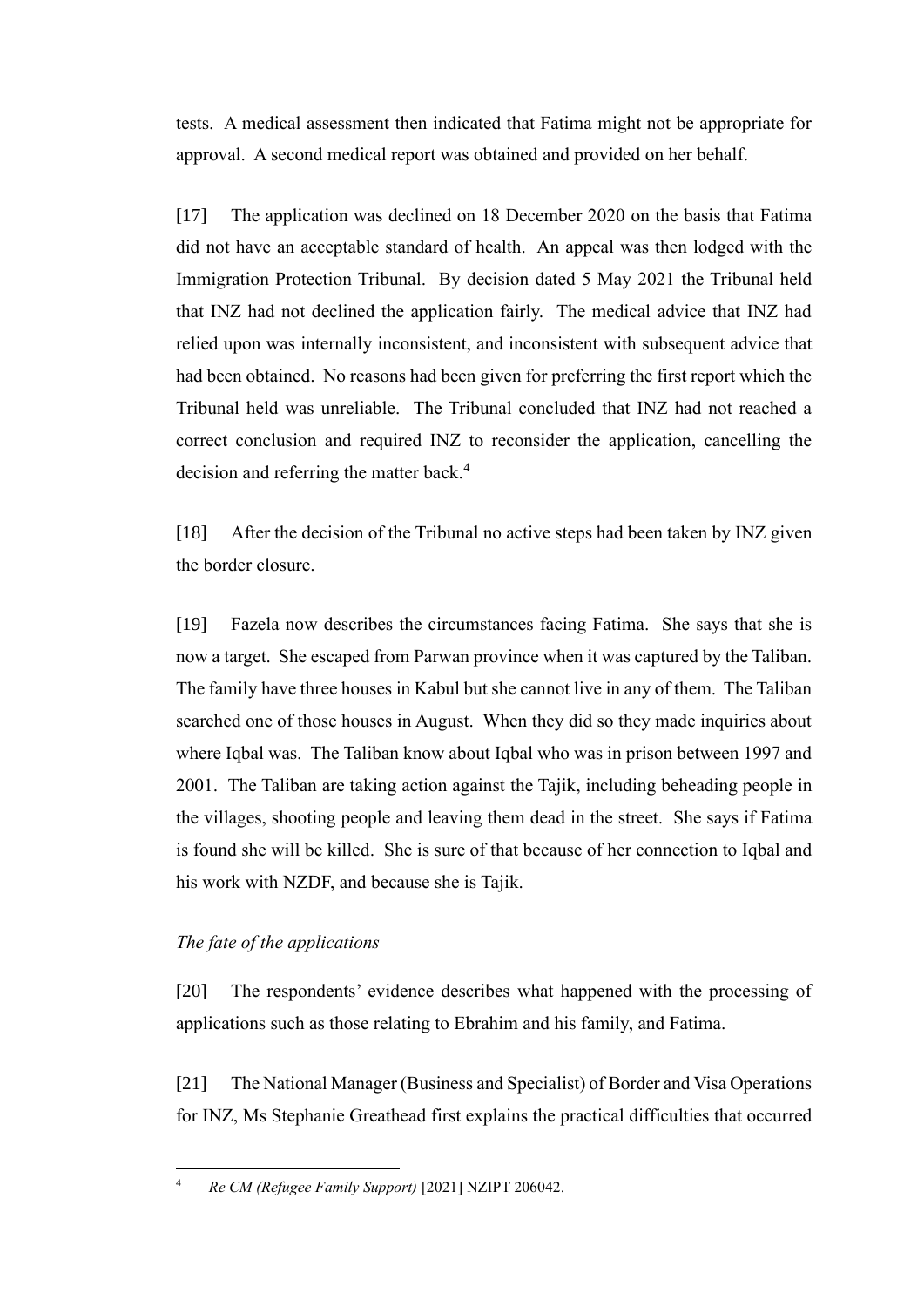tests. A medical assessment then indicated that Fatima might not be appropriate for approval. A second medical report was obtained and provided on her behalf.

[17] The application was declined on 18 December 2020 on the basis that Fatima did not have an acceptable standard of health. An appeal was then lodged with the Immigration Protection Tribunal. By decision dated 5 May 2021 the Tribunal held that INZ had not declined the application fairly. The medical advice that INZ had relied upon was internally inconsistent, and inconsistent with subsequent advice that had been obtained. No reasons had been given for preferring the first report which the Tribunal held was unreliable. The Tribunal concluded that INZ had not reached a correct conclusion and required INZ to reconsider the application, cancelling the decision and referring the matter back.[4]

[18] After the decision of the Tribunal no active steps had been taken by INZ given the border closure.

[19] Fazela now describes the circumstances facing Fatima. She says that she is now a target. She escaped from Parwan province when it was captured by the Taliban. The family have three houses in Kabul but she cannot live in any of them. The Taliban searched one of those houses in August. When they did so they made inquiries about where Iqbal was. The Taliban know about Iqbal who was in prison between 1997 and 2001. The Taliban are taking action against the Tajik, including beheading people in the villages, shooting people and leaving them dead in the street. She says if Fatima is found she will be killed. She is sure of that because of her connection to Iqbal and his work with NZDF, and because she is Tajik.

*The fate of the applications*

[20] The respondents' evidence describes what happened with the processing of applications such as those relating to Ebrahim and his family, and Fatima.

[21] The National Manager (Business and Specialist) of Border and Visa Operations for INZ, Ms Stephanie Greathead first explains the practical difficulties that occurred

[4] *Re CM (Refugee Family Support)* [2021] NZIPT 206042.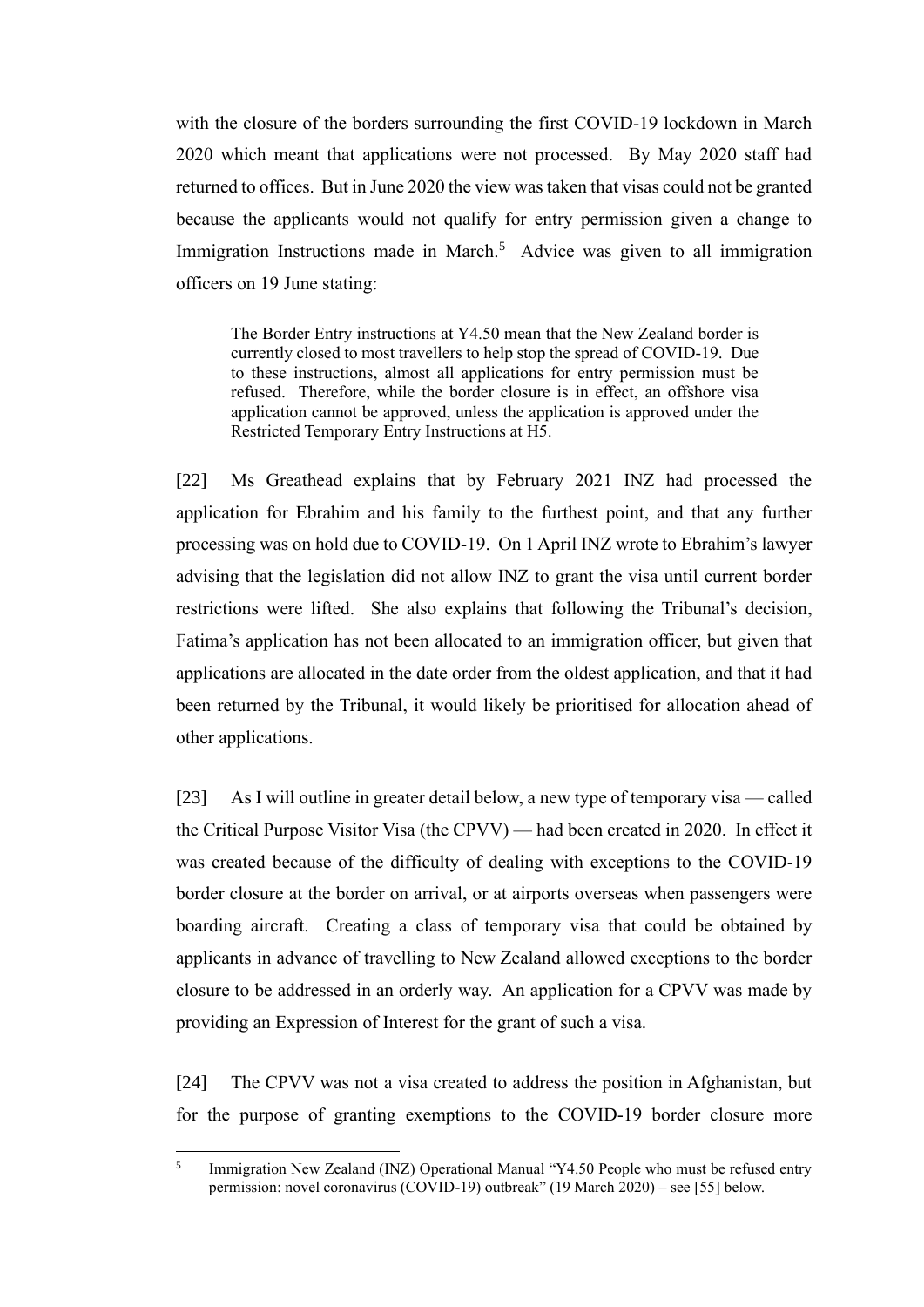with the closure of the borders surrounding the first COVID-19 lockdown in March 2020 which meant that applications were not processed. By May 2020 staff had returned to offices. But in June 2020 the view was taken that visas could not be granted because the applicants would not qualify for entry permission given a change to Immigration Instructions made in March.[5] Advice was given to all immigration officers on 19 June stating:

> The Border Entry instructions at Y4.50 mean that the New Zealand border is currently closed to most travellers to help stop the spread of COVID-19. Due to these instructions, almost all applications for entry permission must be refused. Therefore, while the border closure is in effect, an offshore visa application cannot be approved, unless the application is approved under the Restricted Temporary Entry Instructions at H5.

[22] Ms Greathead explains that by February 2021 INZ had processed the application for Ebrahim and his family to the furthest point, and that any further processing was on hold due to COVID-19. On 1 April INZ wrote to Ebrahim's lawyer advising that the legislation did not allow INZ to grant the visa until current border restrictions were lifted. She also explains that following the Tribunal's decision, Fatima's application has not been allocated to an immigration officer, but given that applications are allocated in the date order from the oldest application, and that it had been returned by the Tribunal, it would likely be prioritised for allocation ahead of other applications.

[23] As I will outline in greater detail below, a new type of temporary visa — called the Critical Purpose Visitor Visa (the CPVV) — had been created in 2020. In effect it was created because of the difficulty of dealing with exceptions to the COVID-19 border closure at the border on arrival, or at airports overseas when passengers were boarding aircraft. Creating a class of temporary visa that could be obtained by applicants in advance of travelling to New Zealand allowed exceptions to the border closure to be addressed in an orderly way. An application for a CPVV was made by providing an Expression of Interest for the grant of such a visa.

[24] The CPVV was not a visa created to address the position in Afghanistan, but for the purpose of granting exemptions to the COVID-19 border closure more

---

[5] Immigration New Zealand (INZ) Operational Manual "Y4.50 People who must be refused entry permission: novel coronavirus (COVID-19) outbreak" (19 March 2020) – see [55] below.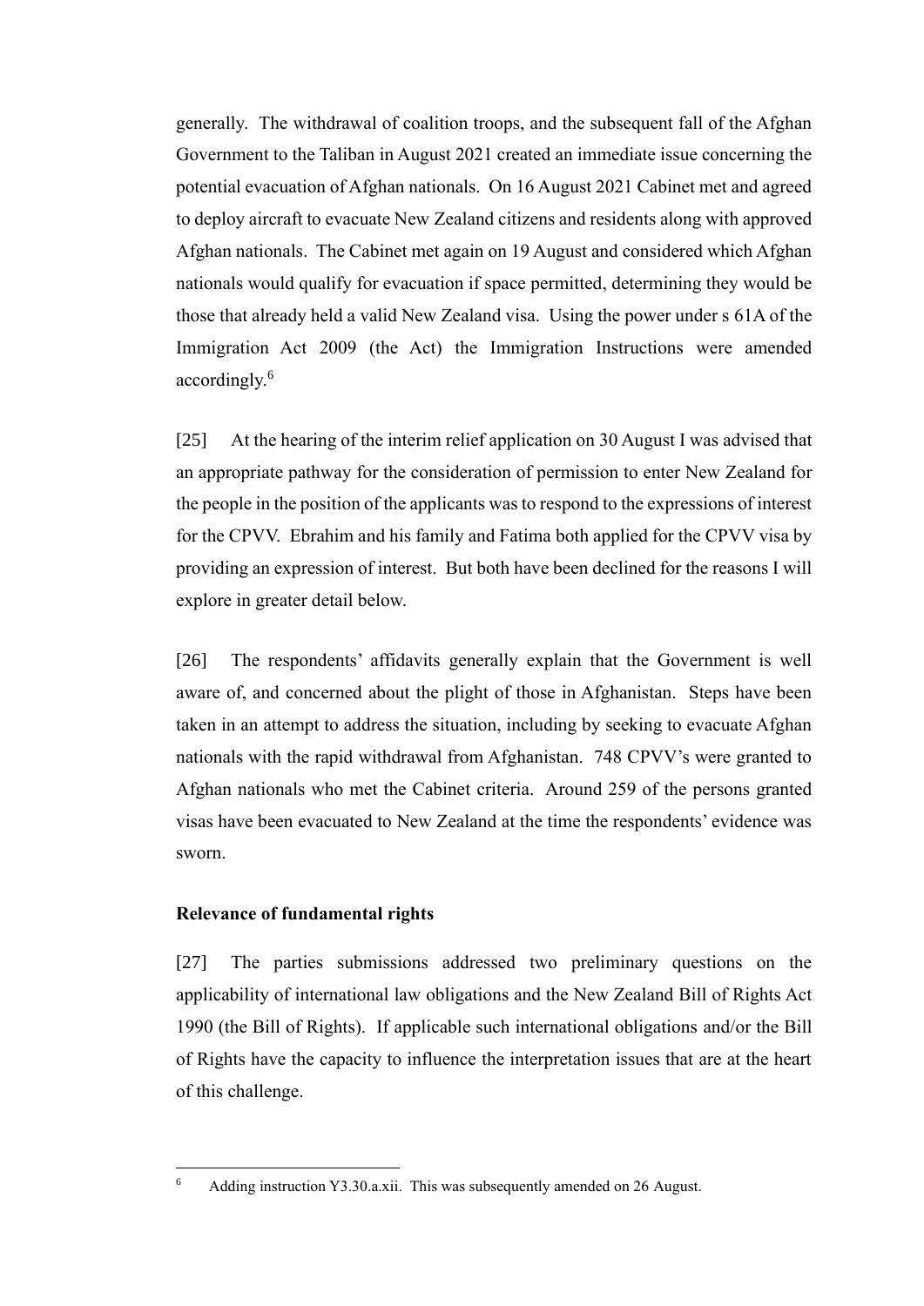generally. The withdrawal of coalition troops, and the subsequent fall of the Afghan Government to the Taliban in August 2021 created an immediate issue concerning the potential evacuation of Afghan nationals. On 16 August 2021 Cabinet met and agreed to deploy aircraft to evacuate New Zealand citizens and residents along with approved Afghan nationals. The Cabinet met again on 19 August and considered which Afghan nationals would qualify for evacuation if space permitted, determining they would be those that already held a valid New Zealand visa. Using the power under s 61A of the Immigration Act 2009 (the Act) the Immigration Instructions were amended accordingly.[6]

[25] At the hearing of the interim relief application on 30 August I was advised that an appropriate pathway for the consideration of permission to enter New Zealand for the people in the position of the applicants was to respond to the expressions of interest for the CPVV. Ebrahim and his family and Fatima both applied for the CPVV visa by providing an expression of interest. But both have been declined for the reasons I will explore in greater detail below.

[26] The respondents' affidavits generally explain that the Government is well aware of, and concerned about the plight of those in Afghanistan. Steps have been taken in an attempt to address the situation, including by seeking to evacuate Afghan nationals with the rapid withdrawal from Afghanistan. 748 CPVV's were granted to Afghan nationals who met the Cabinet criteria. Around 259 of the persons granted visas have been evacuated to New Zealand at the time the respondents' evidence was sworn.

## Relevance of fundamental rights

[27] The parties submissions addressed two preliminary questions on the applicability of international law obligations and the New Zealand Bill of Rights Act 1990 (the Bill of Rights). If applicable such international obligations and/or the Bill of Rights have the capacity to influence the interpretation issues that are at the heart of this challenge.

---

[6] Adding instruction Y3.30.a.xii. This was subsequently amended on 26 August.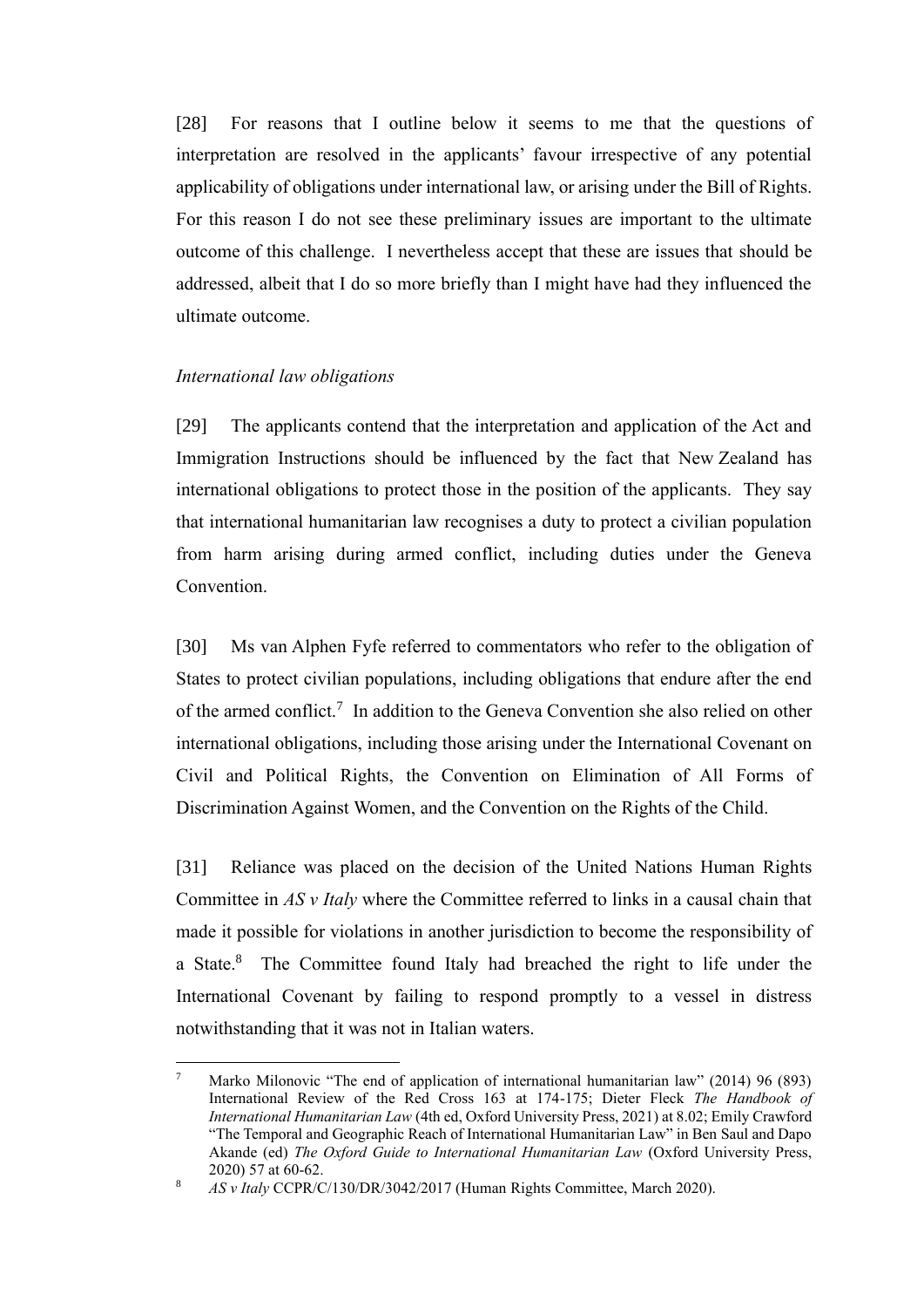[28] For reasons that I outline below it seems to me that the questions of interpretation are resolved in the applicants' favour irrespective of any potential applicability of obligations under international law, or arising under the Bill of Rights. For this reason I do not see these preliminary issues are important to the ultimate outcome of this challenge. I nevertheless accept that these are issues that should be addressed, albeit that I do so more briefly than I might have had they influenced the ultimate outcome.

*International law obligations*

[29] The applicants contend that the interpretation and application of the Act and Immigration Instructions should be influenced by the fact that New Zealand has international obligations to protect those in the position of the applicants. They say that international humanitarian law recognises a duty to protect a civilian population from harm arising during armed conflict, including duties under the Geneva Convention.

[30] Ms van Alphen Fyfe referred to commentators who refer to the obligation of States to protect civilian populations, including obligations that endure after the end of the armed conflict.[7] In addition to the Geneva Convention she also relied on other international obligations, including those arising under the International Covenant on Civil and Political Rights, the Convention on Elimination of All Forms of Discrimination Against Women, and the Convention on the Rights of the Child.

[31] Reliance was placed on the decision of the United Nations Human Rights Committee in *AS v Italy* where the Committee referred to links in a causal chain that made it possible for violations in another jurisdiction to become the responsibility of a State.[8] The Committee found Italy had breached the right to life under the International Covenant by failing to respond promptly to a vessel in distress notwithstanding that it was not in Italian waters.

---

[7] Marko Milonovic "The end of application of international humanitarian law" (2014) 96 (893) International Review of the Red Cross 163 at 174-175; Dieter Fleck *The Handbook of International Humanitarian Law* (4th ed, Oxford University Press, 2021) at 8.02; Emily Crawford "The Temporal and Geographic Reach of International Humanitarian Law" in Ben Saul and Dapo Akande (ed) *The Oxford Guide to International Humanitarian Law* (Oxford University Press, 2020) 57 at 60-62.

[8] *AS v Italy* CCPR/C/130/DR/3042/2017 (Human Rights Committee, March 2020).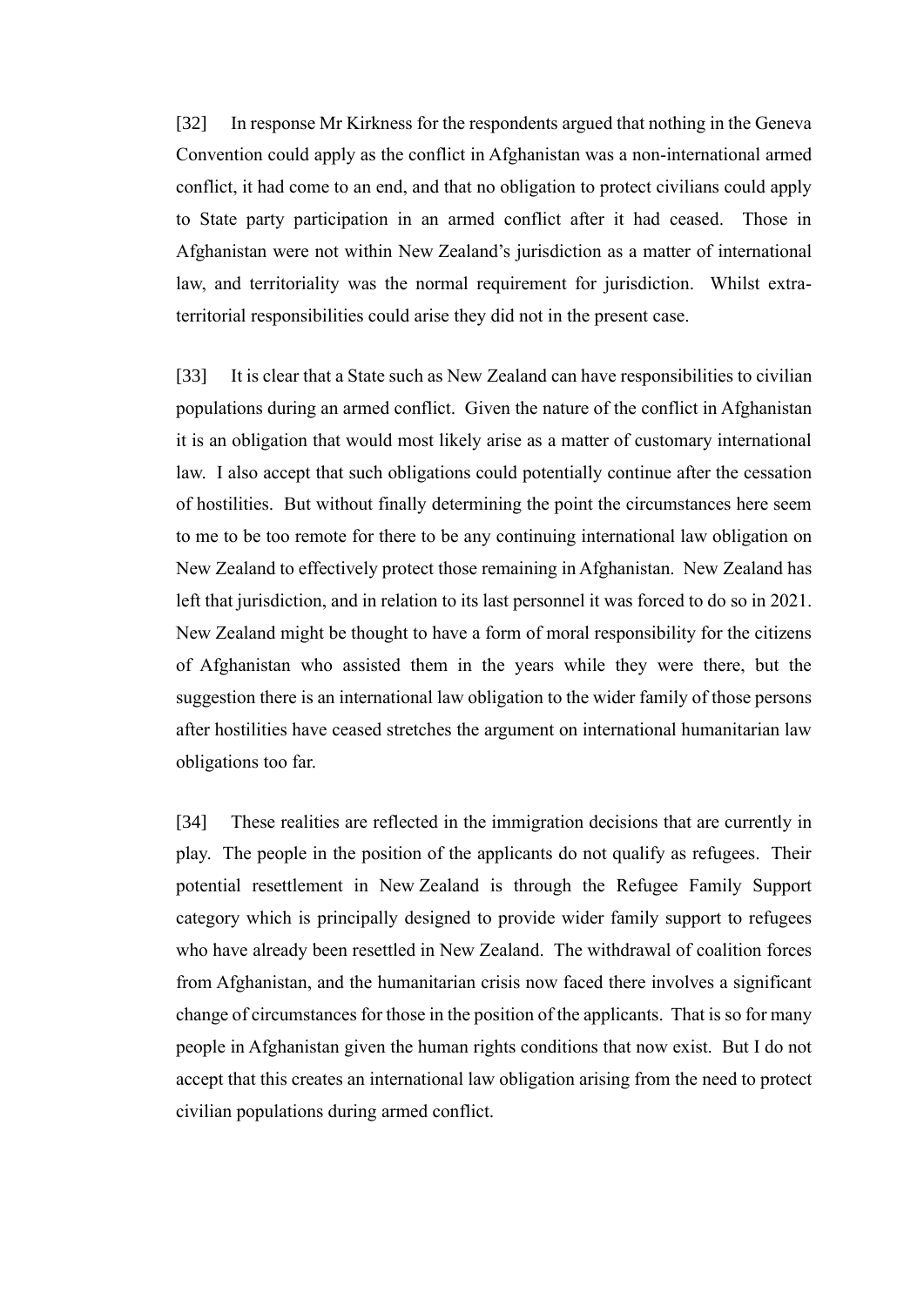[32] In response Mr Kirkness for the respondents argued that nothing in the Geneva Convention could apply as the conflict in Afghanistan was a non-international armed conflict, it had come to an end, and that no obligation to protect civilians could apply to State party participation in an armed conflict after it had ceased. Those in Afghanistan were not within New Zealand's jurisdiction as a matter of international law, and territoriality was the normal requirement for jurisdiction. Whilst extra-territorial responsibilities could arise they did not in the present case.

[33] It is clear that a State such as New Zealand can have responsibilities to civilian populations during an armed conflict. Given the nature of the conflict in Afghanistan it is an obligation that would most likely arise as a matter of customary international law. I also accept that such obligations could potentially continue after the cessation of hostilities. But without finally determining the point the circumstances here seem to me to be too remote for there to be any continuing international law obligation on New Zealand to effectively protect those remaining in Afghanistan. New Zealand has left that jurisdiction, and in relation to its last personnel it was forced to do so in 2021. New Zealand might be thought to have a form of moral responsibility for the citizens of Afghanistan who assisted them in the years while they were there, but the suggestion there is an international law obligation to the wider family of those persons after hostilities have ceased stretches the argument on international humanitarian law obligations too far.

[34] These realities are reflected in the immigration decisions that are currently in play. The people in the position of the applicants do not qualify as refugees. Their potential resettlement in New Zealand is through the Refugee Family Support category which is principally designed to provide wider family support to refugees who have already been resettled in New Zealand. The withdrawal of coalition forces from Afghanistan, and the humanitarian crisis now faced there involves a significant change of circumstances for those in the position of the applicants. That is so for many people in Afghanistan given the human rights conditions that now exist. But I do not accept that this creates an international law obligation arising from the need to protect civilian populations during armed conflict.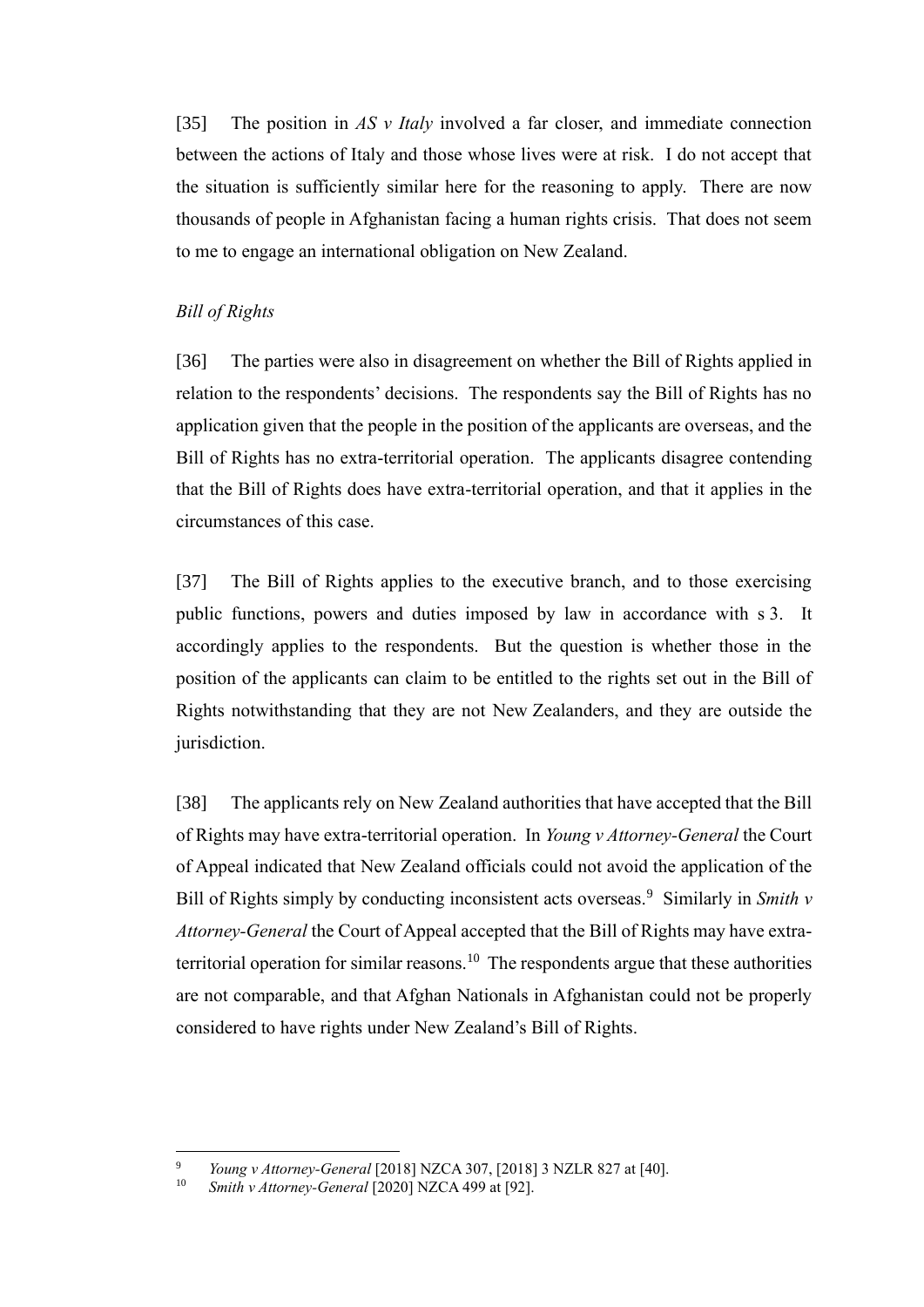[35] The position in *AS v Italy* involved a far closer, and immediate connection between the actions of Italy and those whose lives were at risk. I do not accept that the situation is sufficiently similar here for the reasoning to apply. There are now thousands of people in Afghanistan facing a human rights crisis. That does not seem to me to engage an international obligation on New Zealand.

*Bill of Rights*

[36] The parties were also in disagreement on whether the Bill of Rights applied in relation to the respondents' decisions. The respondents say the Bill of Rights has no application given that the people in the position of the applicants are overseas, and the Bill of Rights has no extra-territorial operation. The applicants disagree contending that the Bill of Rights does have extra-territorial operation, and that it applies in the circumstances of this case.

[37] The Bill of Rights applies to the executive branch, and to those exercising public functions, powers and duties imposed by law in accordance with s 3. It accordingly applies to the respondents. But the question is whether those in the position of the applicants can claim to be entitled to the rights set out in the Bill of Rights notwithstanding that they are not New Zealanders, and they are outside the jurisdiction.

[38] The applicants rely on New Zealand authorities that have accepted that the Bill of Rights may have extra-territorial operation. In *Young v Attorney-General* the Court of Appeal indicated that New Zealand officials could not avoid the application of the Bill of Rights simply by conducting inconsistent acts overseas.[9] Similarly in *Smith v Attorney-General* the Court of Appeal accepted that the Bill of Rights may have extra-territorial operation for similar reasons.[10] The respondents argue that these authorities are not comparable, and that Afghan Nationals in Afghanistan could not be properly considered to have rights under New Zealand's Bill of Rights.

---

[9] *Young v Attorney-General* [2018] NZCA 307, [2018] 3 NZLR 827 at [40].

[10] *Smith v Attorney-General* [2020] NZCA 499 at [92].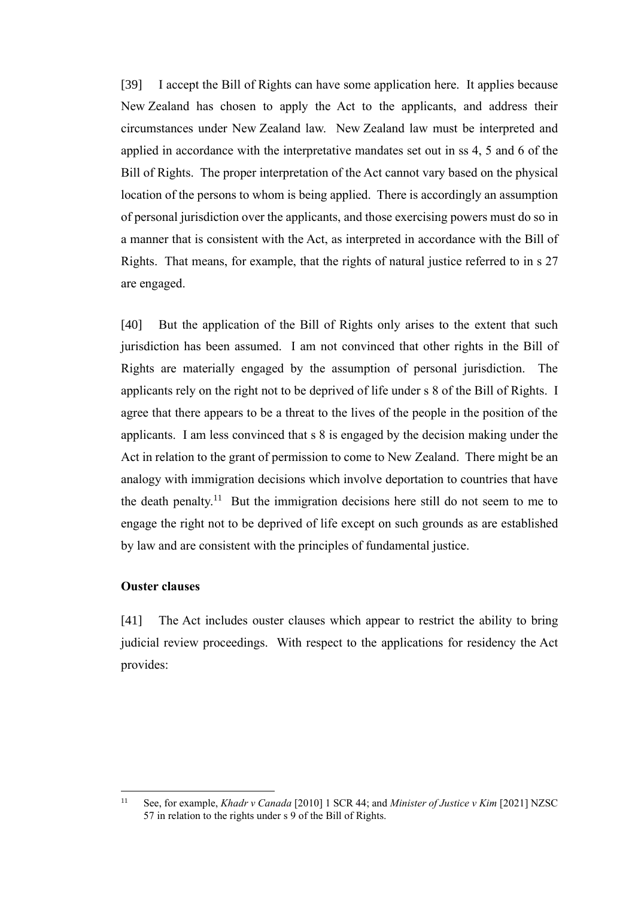[39] I accept the Bill of Rights can have some application here. It applies because New Zealand has chosen to apply the Act to the applicants, and address their circumstances under New Zealand law. New Zealand law must be interpreted and applied in accordance with the interpretative mandates set out in ss 4, 5 and 6 of the Bill of Rights. The proper interpretation of the Act cannot vary based on the physical location of the persons to whom is being applied. There is accordingly an assumption of personal jurisdiction over the applicants, and those exercising powers must do so in a manner that is consistent with the Act, as interpreted in accordance with the Bill of Rights. That means, for example, that the rights of natural justice referred to in s 27 are engaged.

[40] But the application of the Bill of Rights only arises to the extent that such jurisdiction has been assumed. I am not convinced that other rights in the Bill of Rights are materially engaged by the assumption of personal jurisdiction. The applicants rely on the right not to be deprived of life under s 8 of the Bill of Rights. I agree that there appears to be a threat to the lives of the people in the position of the applicants. I am less convinced that s 8 is engaged by the decision making under the Act in relation to the grant of permission to come to New Zealand. There might be an analogy with immigration decisions which involve deportation to countries that have the death penalty.[11] But the immigration decisions here still do not seem to me to engage the right not to be deprived of life except on such grounds as are established by law and are consistent with the principles of fundamental justice.

## Ouster clauses

[41] The Act includes ouster clauses which appear to restrict the ability to bring judicial review proceedings. With respect to the applications for residency the Act provides:

---

[11] See, for example, *Khadr v Canada* [2010] 1 SCR 44; and *Minister of Justice v Kim* [2021] NZSC 57 in relation to the rights under s 9 of the Bill of Rights.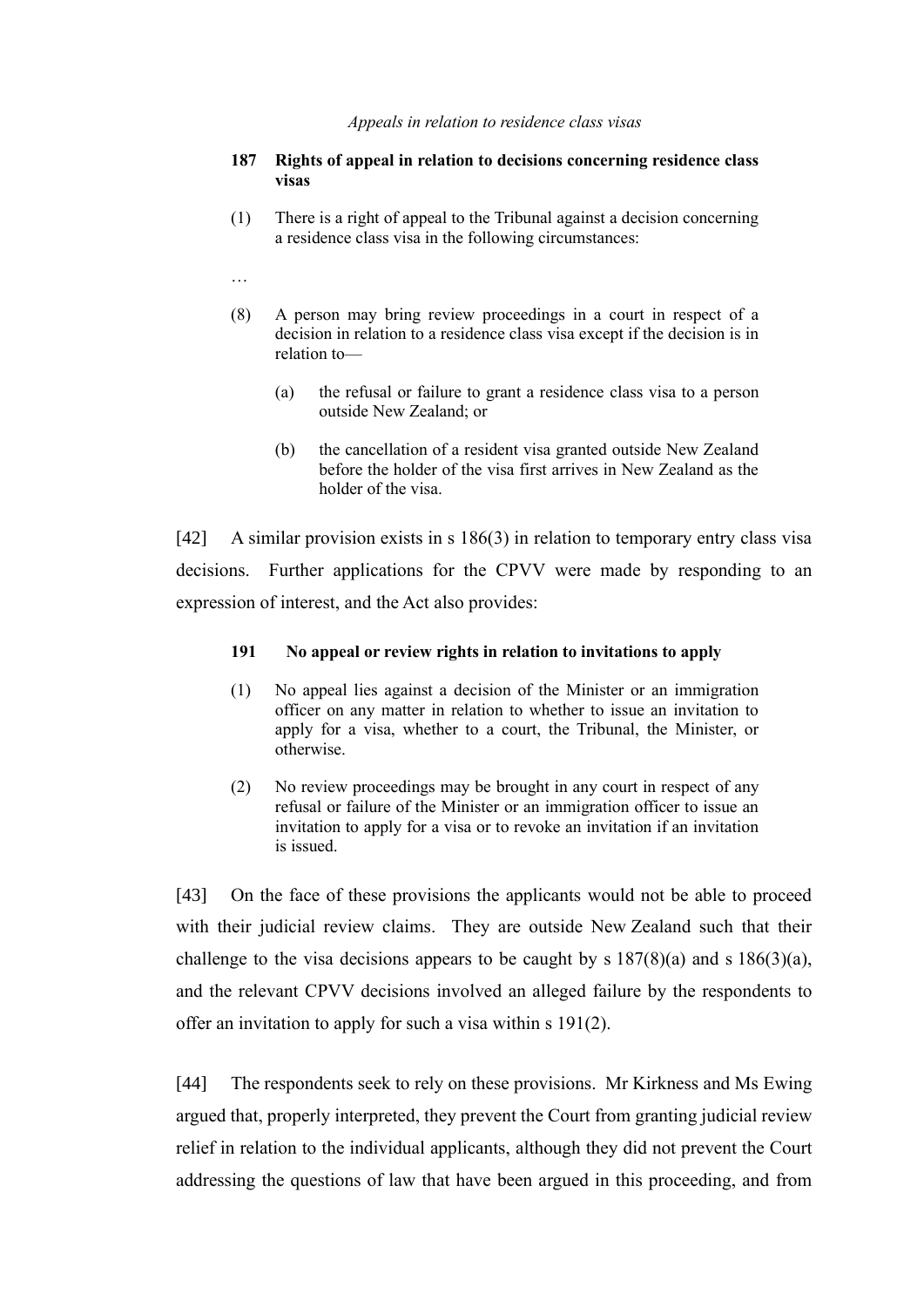*Appeals in relation to residence class visas*

> **187 Rights of appeal in relation to decisions concerning residence class visas**
>
> (1) There is a right of appeal to the Tribunal against a decision concerning a residence class visa in the following circumstances:
>
> …
>
> (8) A person may bring review proceedings in a court in respect of a decision in relation to a residence class visa except if the decision is in relation to—
>
> (a) the refusal or failure to grant a residence class visa to a person outside New Zealand; or
>
> (b) the cancellation of a resident visa granted outside New Zealand before the holder of the visa first arrives in New Zealand as the holder of the visa.

[42] A similar provision exists in s 186(3) in relation to temporary entry class visa decisions. Further applications for the CPVV were made by responding to an expression of interest, and the Act also provides:

> **191 No appeal or review rights in relation to invitations to apply**
>
> (1) No appeal lies against a decision of the Minister or an immigration officer on any matter in relation to whether to issue an invitation to apply for a visa, whether to a court, the Tribunal, the Minister, or otherwise.
>
> (2) No review proceedings may be brought in any court in respect of any refusal or failure of the Minister or an immigration officer to issue an invitation to apply for a visa or to revoke an invitation if an invitation is issued.

[43] On the face of these provisions the applicants would not be able to proceed with their judicial review claims. They are outside New Zealand such that their challenge to the visa decisions appears to be caught by s 187(8)(a) and s 186(3)(a), and the relevant CPVV decisions involved an alleged failure by the respondents to offer an invitation to apply for such a visa within s 191(2).

[44] The respondents seek to rely on these provisions. Mr Kirkness and Ms Ewing argued that, properly interpreted, they prevent the Court from granting judicial review relief in relation to the individual applicants, although they did not prevent the Court addressing the questions of law that have been argued in this proceeding, and from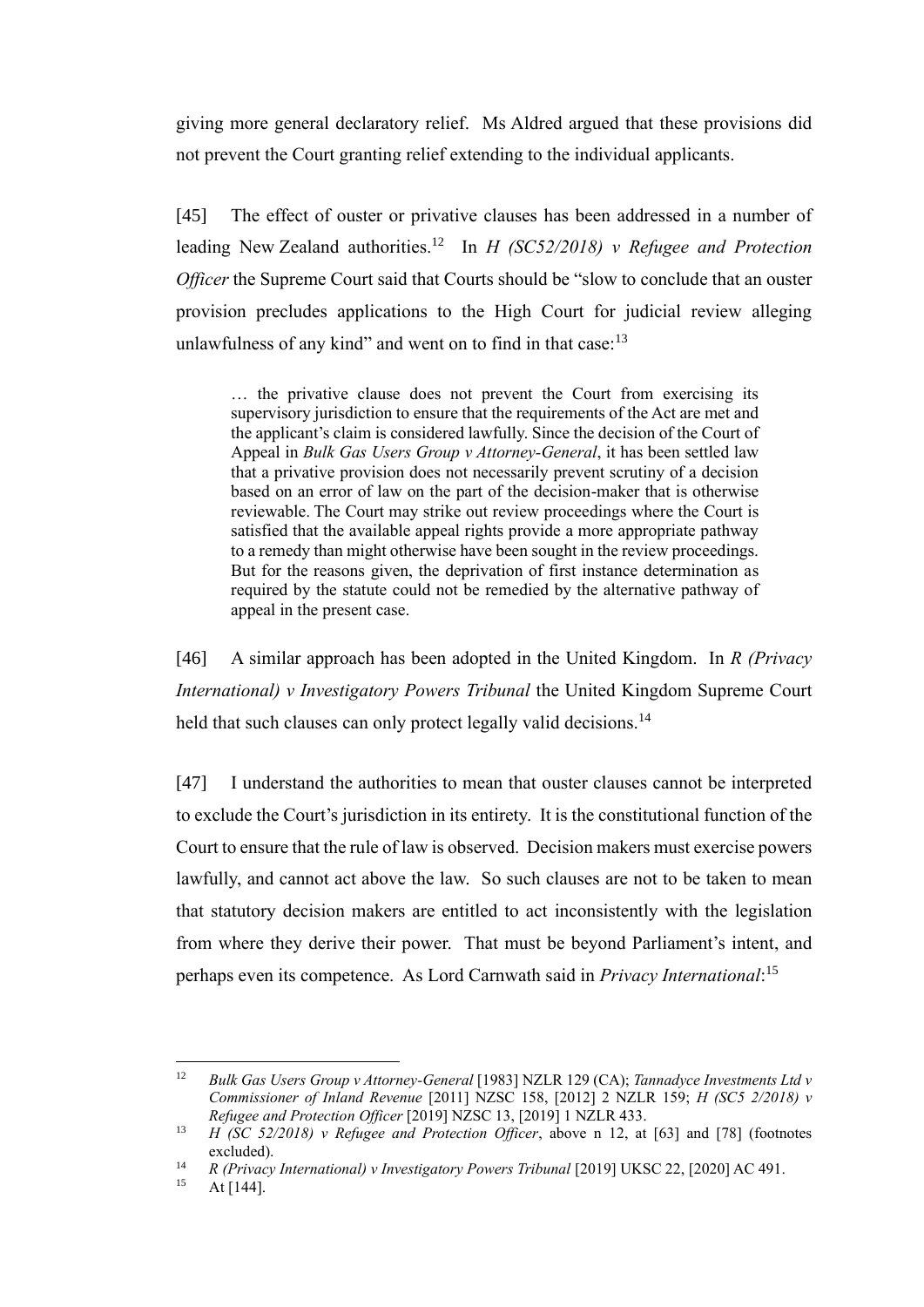giving more general declaratory relief. Ms Aldred argued that these provisions did not prevent the Court granting relief extending to the individual applicants.

[45] The effect of ouster or privative clauses has been addressed in a number of leading New Zealand authorities.[12] In *H (SC52/2018) v Refugee and Protection Officer* the Supreme Court said that Courts should be "slow to conclude that an ouster provision precludes applications to the High Court for judicial review alleging unlawfulness of any kind" and went on to find in that case:[13]

> … the privative clause does not prevent the Court from exercising its supervisory jurisdiction to ensure that the requirements of the Act are met and the applicant's claim is considered lawfully. Since the decision of the Court of Appeal in *Bulk Gas Users Group v Attorney-General*, it has been settled law that a privative provision does not necessarily prevent scrutiny of a decision based on an error of law on the part of the decision-maker that is otherwise reviewable. The Court may strike out review proceedings where the Court is satisfied that the available appeal rights provide a more appropriate pathway to a remedy than might otherwise have been sought in the review proceedings. But for the reasons given, the deprivation of first instance determination as required by the statute could not be remedied by the alternative pathway of appeal in the present case.

[46] A similar approach has been adopted in the United Kingdom. In *R (Privacy International) v Investigatory Powers Tribunal* the United Kingdom Supreme Court held that such clauses can only protect legally valid decisions.[14]

[47] I understand the authorities to mean that ouster clauses cannot be interpreted to exclude the Court's jurisdiction in its entirety. It is the constitutional function of the Court to ensure that the rule of law is observed. Decision makers must exercise powers lawfully, and cannot act above the law. So such clauses are not to be taken to mean that statutory decision makers are entitled to act inconsistently with the legislation from where they derive their power. That must be beyond Parliament's intent, and perhaps even its competence. As Lord Carnwath said in *Privacy International*:[15]

---

[12] *Bulk Gas Users Group v Attorney-General* [1983] NZLR 129 (CA); *Tannadyce Investments Ltd v Commissioner of Inland Revenue* [2011] NZSC 158, [2012] 2 NZLR 159; *H (SC5 2/2018) v Refugee and Protection Officer* [2019] NZSC 13, [2019] 1 NZLR 433.

[13] *H (SC 52/2018) v Refugee and Protection Officer*, above n 12, at [63] and [78] (footnotes excluded).

[14] *R (Privacy International) v Investigatory Powers Tribunal* [2019] UKSC 22, [2020] AC 491.

[15] At [144].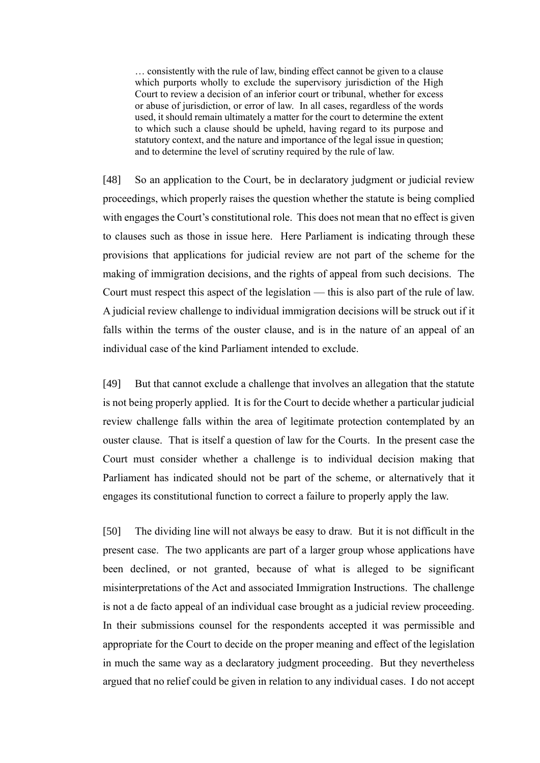> … consistently with the rule of law, binding effect cannot be given to a clause which purports wholly to exclude the supervisory jurisdiction of the High Court to review a decision of an inferior court or tribunal, whether for excess or abuse of jurisdiction, or error of law. In all cases, regardless of the words used, it should remain ultimately a matter for the court to determine the extent to which such a clause should be upheld, having regard to its purpose and statutory context, and the nature and importance of the legal issue in question; and to determine the level of scrutiny required by the rule of law.

[48] So an application to the Court, be in declaratory judgment or judicial review proceedings, which properly raises the question whether the statute is being complied with engages the Court's constitutional role. This does not mean that no effect is given to clauses such as those in issue here. Here Parliament is indicating through these provisions that applications for judicial review are not part of the scheme for the making of immigration decisions, and the rights of appeal from such decisions. The Court must respect this aspect of the legislation — this is also part of the rule of law. A judicial review challenge to individual immigration decisions will be struck out if it falls within the terms of the ouster clause, and is in the nature of an appeal of an individual case of the kind Parliament intended to exclude.

[49] But that cannot exclude a challenge that involves an allegation that the statute is not being properly applied. It is for the Court to decide whether a particular judicial review challenge falls within the area of legitimate protection contemplated by an ouster clause. That is itself a question of law for the Courts. In the present case the Court must consider whether a challenge is to individual decision making that Parliament has indicated should not be part of the scheme, or alternatively that it engages its constitutional function to correct a failure to properly apply the law.

[50] The dividing line will not always be easy to draw. But it is not difficult in the present case. The two applicants are part of a larger group whose applications have been declined, or not granted, because of what is alleged to be significant misinterpretations of the Act and associated Immigration Instructions. The challenge is not a de facto appeal of an individual case brought as a judicial review proceeding. In their submissions counsel for the respondents accepted it was permissible and appropriate for the Court to decide on the proper meaning and effect of the legislation in much the same way as a declaratory judgment proceeding. But they nevertheless argued that no relief could be given in relation to any individual cases. I do not accept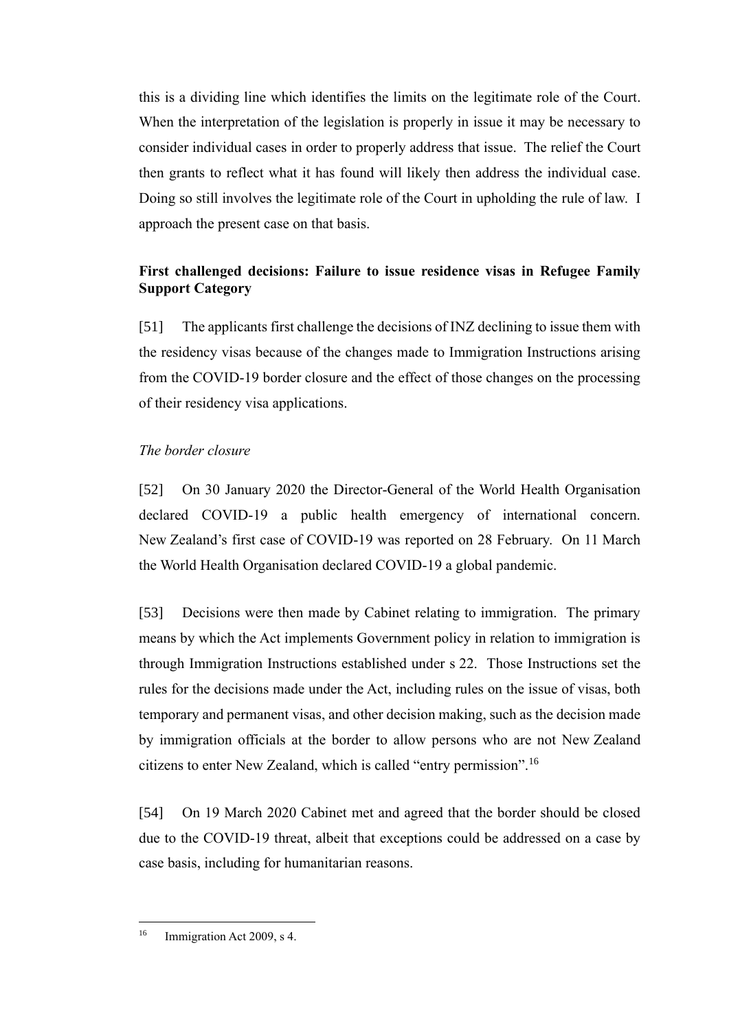this is a dividing line which identifies the limits on the legitimate role of the Court. When the interpretation of the legislation is properly in issue it may be necessary to consider individual cases in order to properly address that issue. The relief the Court then grants to reflect what it has found will likely then address the individual case. Doing so still involves the legitimate role of the Court in upholding the rule of law. I approach the present case on that basis.

**First challenged decisions: Failure to issue residence visas in Refugee Family Support Category**

[51] The applicants first challenge the decisions of INZ declining to issue them with the residency visas because of the changes made to Immigration Instructions arising from the COVID-19 border closure and the effect of those changes on the processing of their residency visa applications.

*The border closure*

[52] On 30 January 2020 the Director-General of the World Health Organisation declared COVID-19 a public health emergency of international concern. New Zealand's first case of COVID-19 was reported on 28 February. On 11 March the World Health Organisation declared COVID-19 a global pandemic.

[53] Decisions were then made by Cabinet relating to immigration. The primary means by which the Act implements Government policy in relation to immigration is through Immigration Instructions established under s 22. Those Instructions set the rules for the decisions made under the Act, including rules on the issue of visas, both temporary and permanent visas, and other decision making, such as the decision made by immigration officials at the border to allow persons who are not New Zealand citizens to enter New Zealand, which is called "entry permission".[16]

[54] On 19 March 2020 Cabinet met and agreed that the border should be closed due to the COVID-19 threat, albeit that exceptions could be addressed on a case by case basis, including for humanitarian reasons.

[16] Immigration Act 2009, s 4.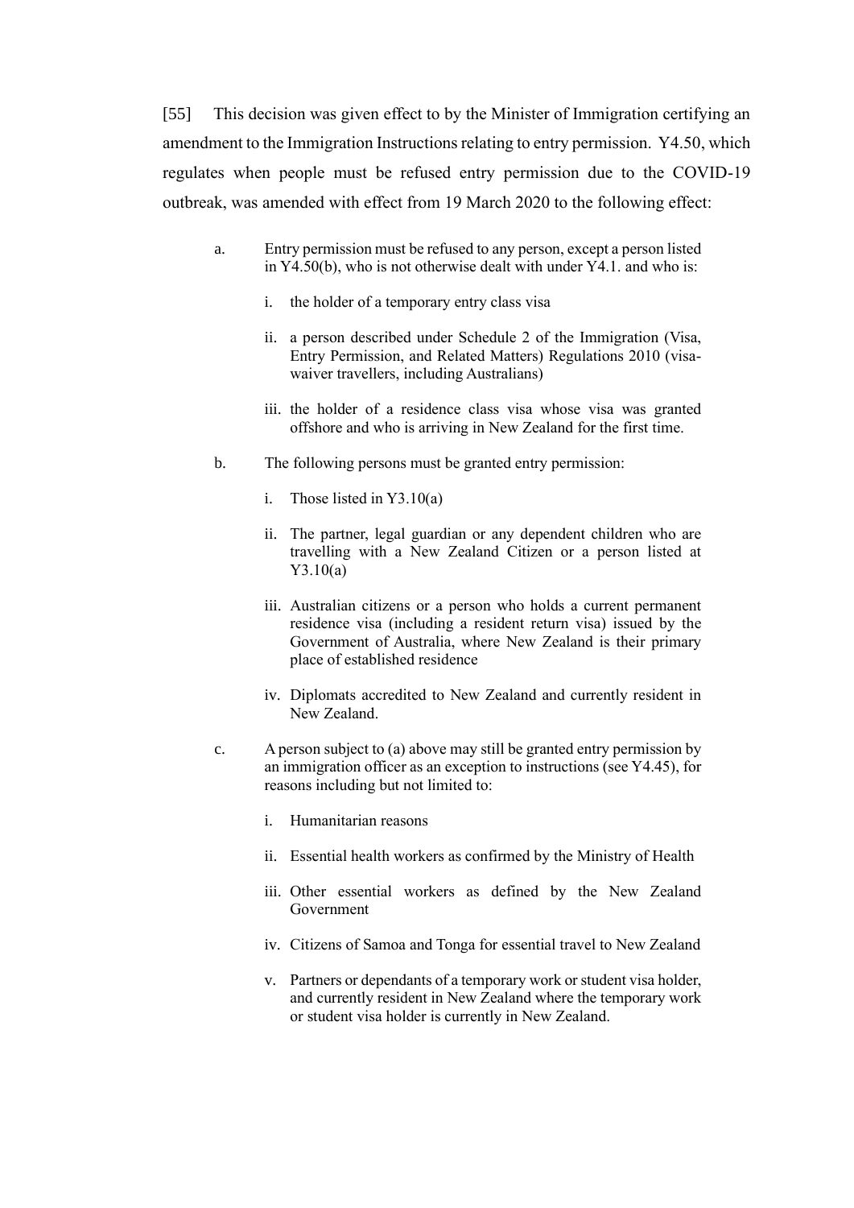[55] This decision was given effect to by the Minister of Immigration certifying an amendment to the Immigration Instructions relating to entry permission. Y4.50, which regulates when people must be refused entry permission due to the COVID-19 outbreak, was amended with effect from 19 March 2020 to the following effect:

> a. Entry permission must be refused to any person, except a person listed in Y4.50(b), who is not otherwise dealt with under Y4.1. and who is:
>
> i. the holder of a temporary entry class visa
>
> ii. a person described under Schedule 2 of the Immigration (Visa, Entry Permission, and Related Matters) Regulations 2010 (visa-waiver travellers, including Australians)
>
> iii. the holder of a residence class visa whose visa was granted offshore and who is arriving in New Zealand for the first time.
>
> b. The following persons must be granted entry permission:
>
> i. Those listed in Y3.10(a)
>
> ii. The partner, legal guardian or any dependent children who are travelling with a New Zealand Citizen or a person listed at Y3.10(a)
>
> iii. Australian citizens or a person who holds a current permanent residence visa (including a resident return visa) issued by the Government of Australia, where New Zealand is their primary place of established residence
>
> iv. Diplomats accredited to New Zealand and currently resident in New Zealand.
>
> c. A person subject to (a) above may still be granted entry permission by an immigration officer as an exception to instructions (see Y4.45), for reasons including but not limited to:
>
> i. Humanitarian reasons
>
> ii. Essential health workers as confirmed by the Ministry of Health
>
> iii. Other essential workers as defined by the New Zealand Government
>
> iv. Citizens of Samoa and Tonga for essential travel to New Zealand
>
> v. Partners or dependants of a temporary work or student visa holder, and currently resident in New Zealand where the temporary work or student visa holder is currently in New Zealand.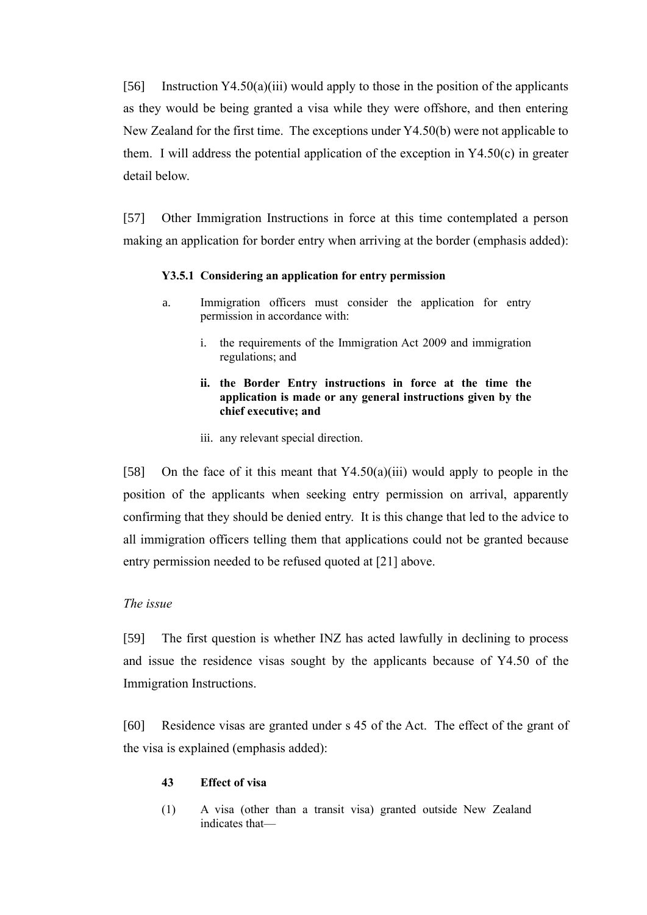[56] Instruction Y4.50(a)(iii) would apply to those in the position of the applicants as they would be being granted a visa while they were offshore, and then entering New Zealand for the first time. The exceptions under Y4.50(b) were not applicable to them. I will address the potential application of the exception in Y4.50(c) in greater detail below.

[57] Other Immigration Instructions in force at this time contemplated a person making an application for border entry when arriving at the border (emphasis added):

> **Y3.5.1 Considering an application for entry permission**
>
> a. Immigration officers must consider the application for entry permission in accordance with:
>
> i. the requirements of the Immigration Act 2009 and immigration regulations; and
>
> **ii. the Border Entry instructions in force at the time the application is made or any general instructions given by the chief executive; and**
>
> iii. any relevant special direction.

[58] On the face of it this meant that Y4.50(a)(iii) would apply to people in the position of the applicants when seeking entry permission on arrival, apparently confirming that they should be denied entry. It is this change that led to the advice to all immigration officers telling them that applications could not be granted because entry permission needed to be refused quoted at [21] above.

*The issue*

[59] The first question is whether INZ has acted lawfully in declining to process and issue the residence visas sought by the applicants because of Y4.50 of the Immigration Instructions.

[60] Residence visas are granted under s 45 of the Act. The effect of the grant of the visa is explained (emphasis added):

> **43 Effect of visa**
>
> (1) A visa (other than a transit visa) granted outside New Zealand indicates that—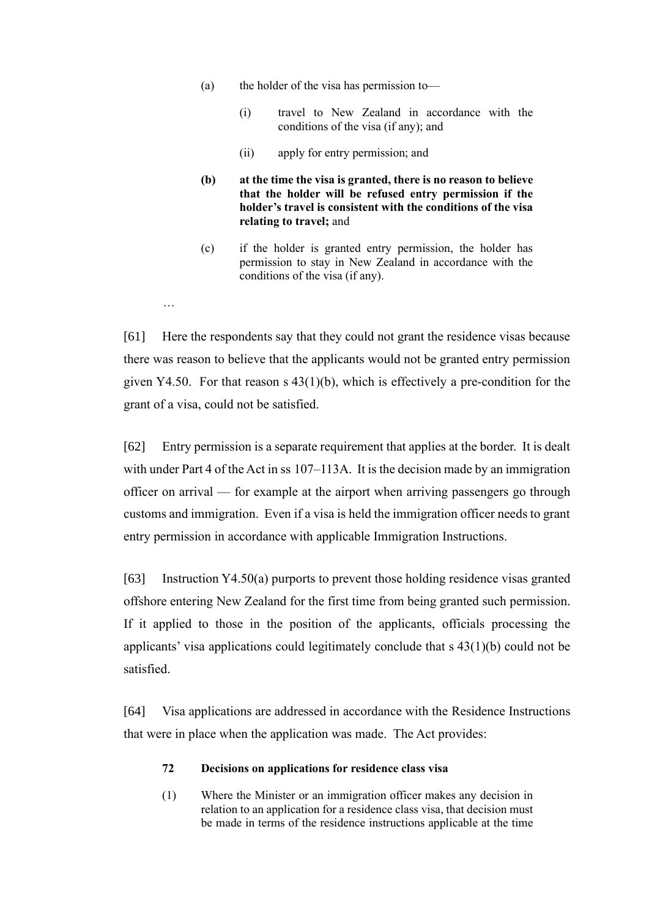> (a) the holder of the visa has permission to—
>
> > (i) travel to New Zealand in accordance with the conditions of the visa (if any); and
> >
> > (ii) apply for entry permission; and
>
> **(b) at the time the visa is granted, there is no reason to believe that the holder will be refused entry permission if the holder's travel is consistent with the conditions of the visa relating to travel;** and
>
> (c) if the holder is granted entry permission, the holder has permission to stay in New Zealand in accordance with the conditions of the visa (if any).

…

[61] Here the respondents say that they could not grant the residence visas because there was reason to believe that the applicants would not be granted entry permission given Y4.50. For that reason s 43(1)(b), which is effectively a pre-condition for the grant of a visa, could not be satisfied.

[62] Entry permission is a separate requirement that applies at the border. It is dealt with under Part 4 of the Act in ss 107–113A. It is the decision made by an immigration officer on arrival — for example at the airport when arriving passengers go through customs and immigration. Even if a visa is held the immigration officer needs to grant entry permission in accordance with applicable Immigration Instructions.

[63] Instruction Y4.50(a) purports to prevent those holding residence visas granted offshore entering New Zealand for the first time from being granted such permission. If it applied to those in the position of the applicants, officials processing the applicants' visa applications could legitimately conclude that s 43(1)(b) could not be satisfied.

[64] Visa applications are addressed in accordance with the Residence Instructions that were in place when the application was made. The Act provides:

> **72 Decisions on applications for residence class visa**
>
> (1) Where the Minister or an immigration officer makes any decision in relation to an application for a residence class visa, that decision must be made in terms of the residence instructions applicable at the time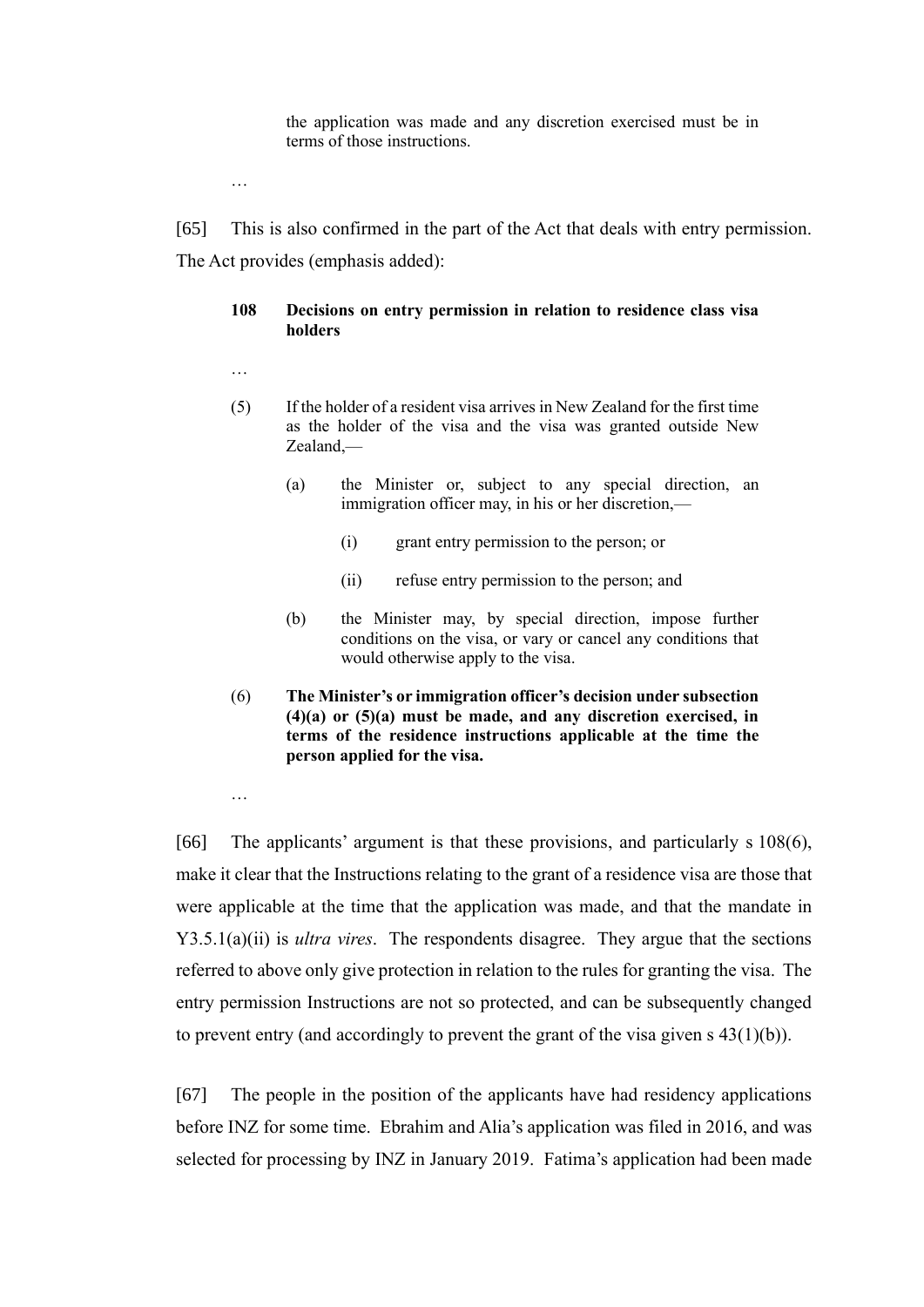> the application was made and any discretion exercised must be in terms of those instructions.
>
> …

[65] This is also confirmed in the part of the Act that deals with entry permission. The Act provides (emphasis added):

> **108 Decisions on entry permission in relation to residence class visa holders**
>
> …
>
> (5) If the holder of a resident visa arrives in New Zealand for the first time as the holder of the visa and the visa was granted outside New Zealand,—
>
> (a) the Minister or, subject to any special direction, an immigration officer may, in his or her discretion,—
>
> (i) grant entry permission to the person; or
>
> (ii) refuse entry permission to the person; and
>
> (b) the Minister may, by special direction, impose further conditions on the visa, or vary or cancel any conditions that would otherwise apply to the visa.
>
> (6) **The Minister's or immigration officer's decision under subsection (4)(a) or (5)(a) must be made, and any discretion exercised, in terms of the residence instructions applicable at the time the person applied for the visa.**
>
> …

[66] The applicants' argument is that these provisions, and particularly s 108(6), make it clear that the Instructions relating to the grant of a residence visa are those that were applicable at the time that the application was made, and that the mandate in Y3.5.1(a)(ii) is *ultra vires*. The respondents disagree. They argue that the sections referred to above only give protection in relation to the rules for granting the visa. The entry permission Instructions are not so protected, and can be subsequently changed to prevent entry (and accordingly to prevent the grant of the visa given s 43(1)(b)).

[67] The people in the position of the applicants have had residency applications before INZ for some time. Ebrahim and Alia's application was filed in 2016, and was selected for processing by INZ in January 2019. Fatima's application had been made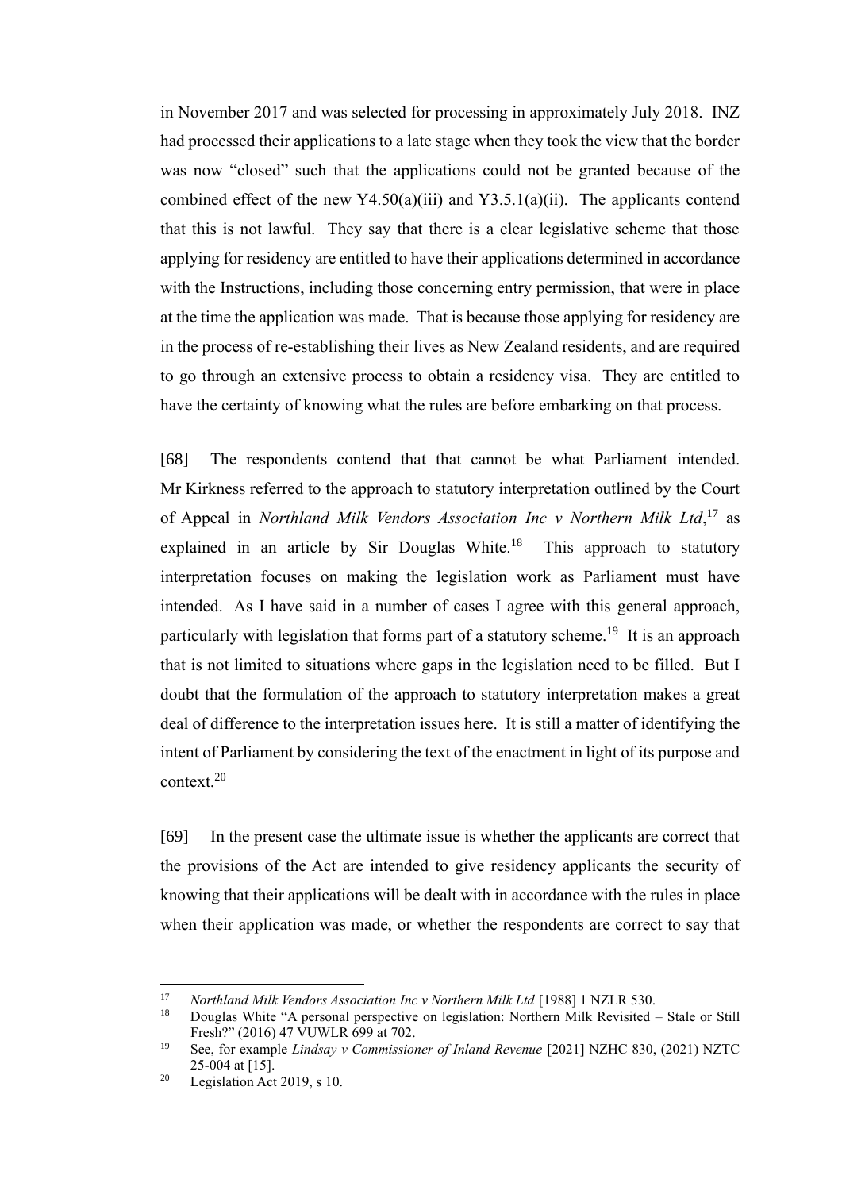in November 2017 and was selected for processing in approximately July 2018. INZ had processed their applications to a late stage when they took the view that the border was now "closed" such that the applications could not be granted because of the combined effect of the new Y4.50(a)(iii) and Y3.5.1(a)(ii). The applicants contend that this is not lawful. They say that there is a clear legislative scheme that those applying for residency are entitled to have their applications determined in accordance with the Instructions, including those concerning entry permission, that were in place at the time the application was made. That is because those applying for residency are in the process of re-establishing their lives as New Zealand residents, and are required to go through an extensive process to obtain a residency visa. They are entitled to have the certainty of knowing what the rules are before embarking on that process.

[68] The respondents contend that that cannot be what Parliament intended. Mr Kirkness referred to the approach to statutory interpretation outlined by the Court of Appeal in *Northland Milk Vendors Association Inc v Northern Milk Ltd*,[17] as explained in an article by Sir Douglas White.[18] This approach to statutory interpretation focuses on making the legislation work as Parliament must have intended. As I have said in a number of cases I agree with this general approach, particularly with legislation that forms part of a statutory scheme.[19] It is an approach that is not limited to situations where gaps in the legislation need to be filled. But I doubt that the formulation of the approach to statutory interpretation makes a great deal of difference to the interpretation issues here. It is still a matter of identifying the intent of Parliament by considering the text of the enactment in light of its purpose and context.[20]

[69] In the present case the ultimate issue is whether the applicants are correct that the provisions of the Act are intended to give residency applicants the security of knowing that their applications will be dealt with in accordance with the rules in place when their application was made, or whether the respondents are correct to say that

---

[17] *Northland Milk Vendors Association Inc v Northern Milk Ltd* [1988] 1 NZLR 530.

[18] Douglas White "A personal perspective on legislation: Northern Milk Revisited – Stale or Still Fresh?" (2016) 47 VUWLR 699 at 702.

[19] See, for example *Lindsay v Commissioner of Inland Revenue* [2021] NZHC 830, (2021) NZTC 25-004 at [15].

[20] Legislation Act 2019, s 10.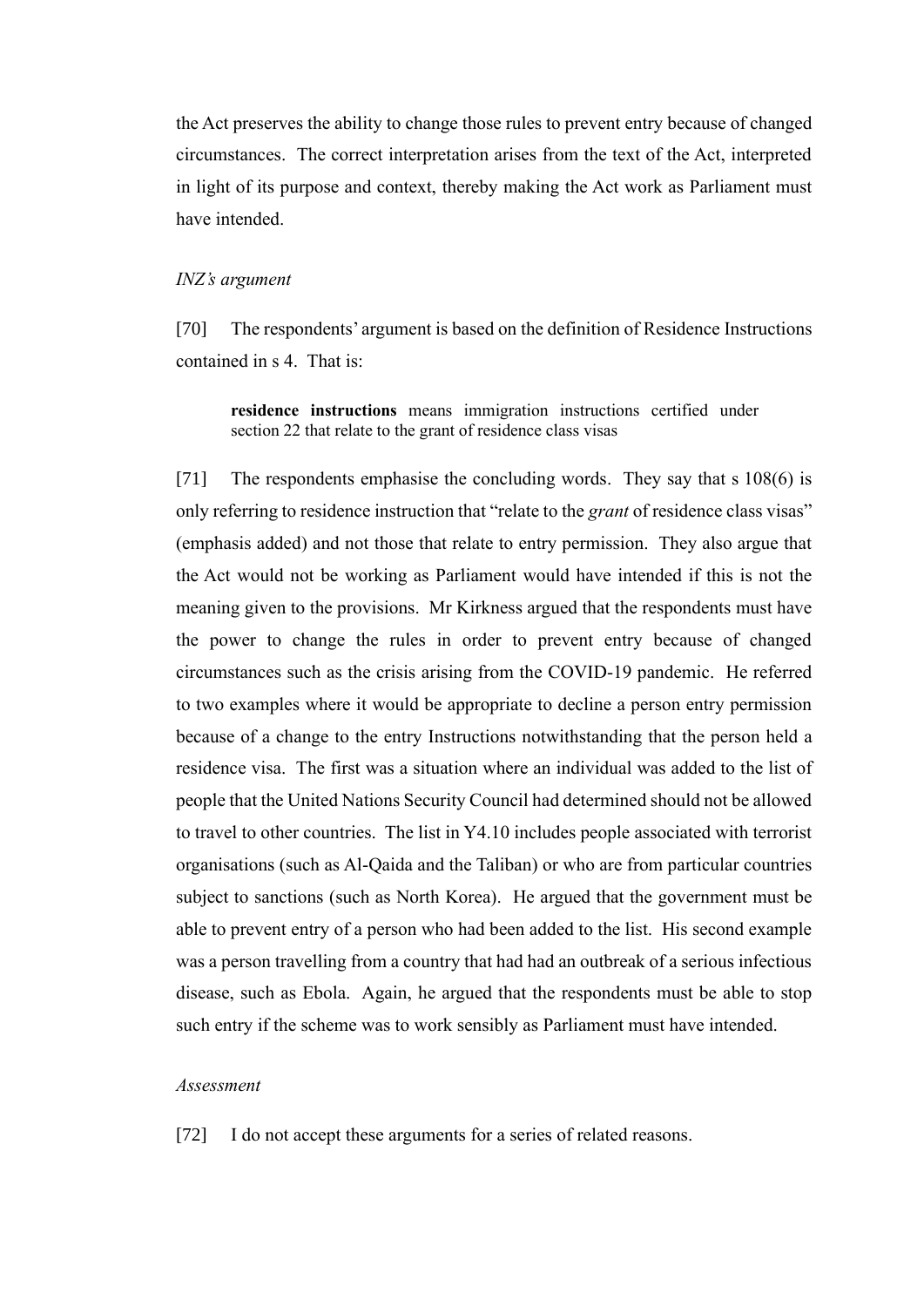the Act preserves the ability to change those rules to prevent entry because of changed circumstances. The correct interpretation arises from the text of the Act, interpreted in light of its purpose and context, thereby making the Act work as Parliament must have intended.

*INZ's argument*

[70] The respondents' argument is based on the definition of Residence Instructions contained in s 4. That is:

> **residence instructions** means immigration instructions certified under section 22 that relate to the grant of residence class visas

[71] The respondents emphasise the concluding words. They say that s 108(6) is only referring to residence instruction that "relate to the *grant* of residence class visas" (emphasis added) and not those that relate to entry permission. They also argue that the Act would not be working as Parliament would have intended if this is not the meaning given to the provisions. Mr Kirkness argued that the respondents must have the power to change the rules in order to prevent entry because of changed circumstances such as the crisis arising from the COVID-19 pandemic. He referred to two examples where it would be appropriate to decline a person entry permission because of a change to the entry Instructions notwithstanding that the person held a residence visa. The first was a situation where an individual was added to the list of people that the United Nations Security Council had determined should not be allowed to travel to other countries. The list in Y4.10 includes people associated with terrorist organisations (such as Al-Qaida and the Taliban) or who are from particular countries subject to sanctions (such as North Korea). He argued that the government must be able to prevent entry of a person who had been added to the list. His second example was a person travelling from a country that had had an outbreak of a serious infectious disease, such as Ebola. Again, he argued that the respondents must be able to stop such entry if the scheme was to work sensibly as Parliament must have intended.

*Assessment*

[72] I do not accept these arguments for a series of related reasons.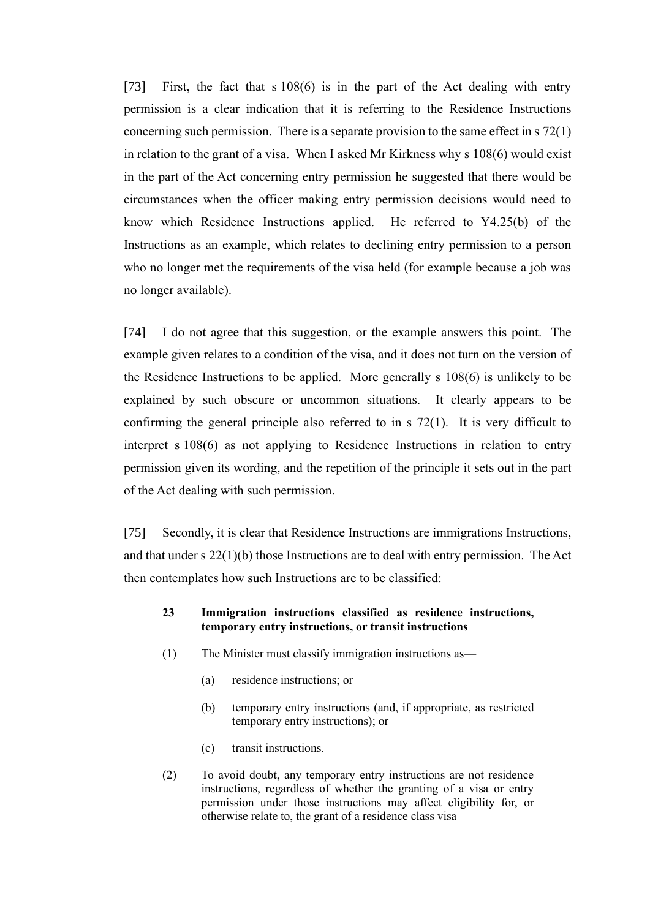[73] First, the fact that s 108(6) is in the part of the Act dealing with entry permission is a clear indication that it is referring to the Residence Instructions concerning such permission. There is a separate provision to the same effect in s 72(1) in relation to the grant of a visa. When I asked Mr Kirkness why s 108(6) would exist in the part of the Act concerning entry permission he suggested that there would be circumstances when the officer making entry permission decisions would need to know which Residence Instructions applied. He referred to Y4.25(b) of the Instructions as an example, which relates to declining entry permission to a person who no longer met the requirements of the visa held (for example because a job was no longer available).

[74] I do not agree that this suggestion, or the example answers this point. The example given relates to a condition of the visa, and it does not turn on the version of the Residence Instructions to be applied. More generally s 108(6) is unlikely to be explained by such obscure or uncommon situations. It clearly appears to be confirming the general principle also referred to in s 72(1). It is very difficult to interpret s 108(6) as not applying to Residence Instructions in relation to entry permission given its wording, and the repetition of the principle it sets out in the part of the Act dealing with such permission.

[75] Secondly, it is clear that Residence Instructions are immigrations Instructions, and that under s 22(1)(b) those Instructions are to deal with entry permission. The Act then contemplates how such Instructions are to be classified:

> **23 Immigration instructions classified as residence instructions, temporary entry instructions, or transit instructions**
>
> (1) The Minister must classify immigration instructions as—
>
> (a) residence instructions; or
>
> (b) temporary entry instructions (and, if appropriate, as restricted temporary entry instructions); or
>
> (c) transit instructions.
>
> (2) To avoid doubt, any temporary entry instructions are not residence instructions, regardless of whether the granting of a visa or entry permission under those instructions may affect eligibility for, or otherwise relate to, the grant of a residence class visa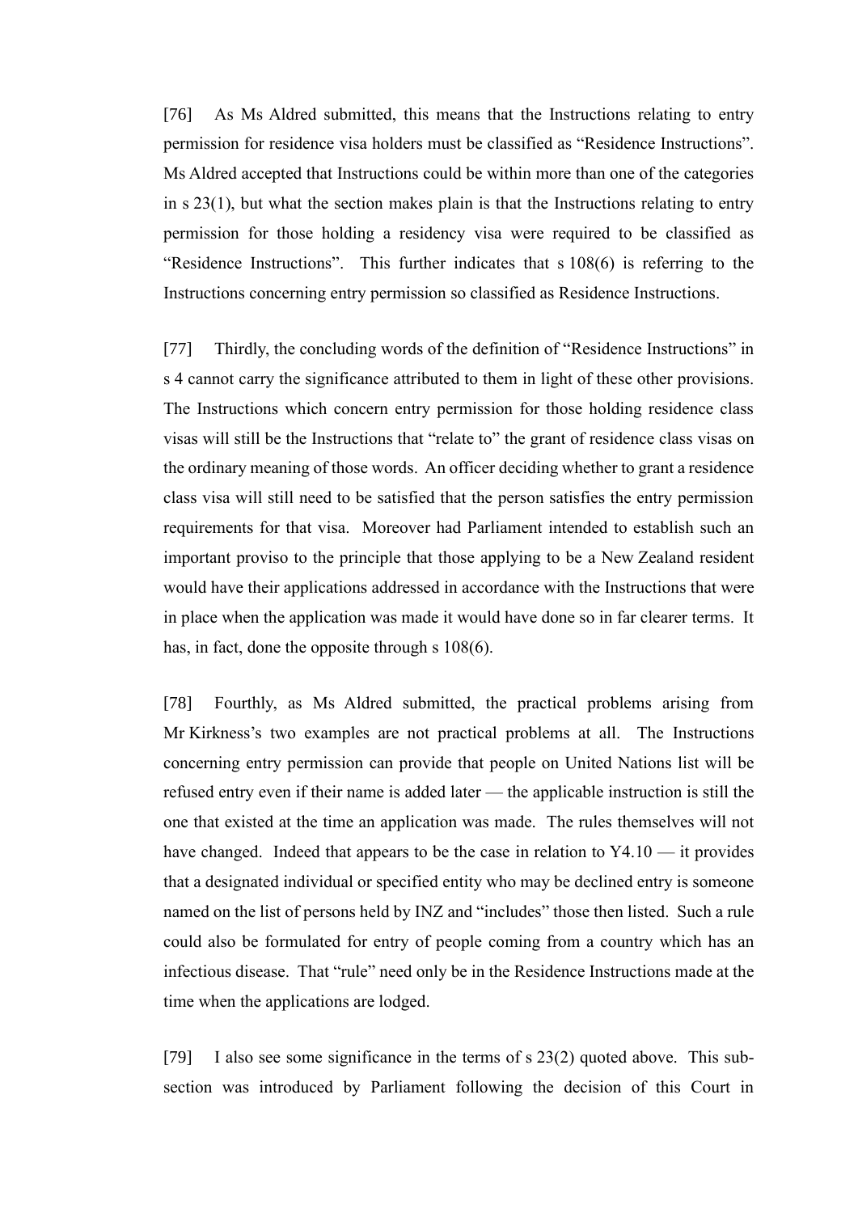[76] As Ms Aldred submitted, this means that the Instructions relating to entry permission for residence visa holders must be classified as "Residence Instructions". Ms Aldred accepted that Instructions could be within more than one of the categories in s 23(1), but what the section makes plain is that the Instructions relating to entry permission for those holding a residency visa were required to be classified as "Residence Instructions". This further indicates that s 108(6) is referring to the Instructions concerning entry permission so classified as Residence Instructions.

[77] Thirdly, the concluding words of the definition of "Residence Instructions" in s 4 cannot carry the significance attributed to them in light of these other provisions. The Instructions which concern entry permission for those holding residence class visas will still be the Instructions that "relate to" the grant of residence class visas on the ordinary meaning of those words. An officer deciding whether to grant a residence class visa will still need to be satisfied that the person satisfies the entry permission requirements for that visa. Moreover had Parliament intended to establish such an important proviso to the principle that those applying to be a New Zealand resident would have their applications addressed in accordance with the Instructions that were in place when the application was made it would have done so in far clearer terms. It has, in fact, done the opposite through s 108(6).

[78] Fourthly, as Ms Aldred submitted, the practical problems arising from Mr Kirkness's two examples are not practical problems at all. The Instructions concerning entry permission can provide that people on United Nations list will be refused entry even if their name is added later — the applicable instruction is still the one that existed at the time an application was made. The rules themselves will not have changed. Indeed that appears to be the case in relation to Y4.10 — it provides that a designated individual or specified entity who may be declined entry is someone named on the list of persons held by INZ and "includes" those then listed. Such a rule could also be formulated for entry of people coming from a country which has an infectious disease. That "rule" need only be in the Residence Instructions made at the time when the applications are lodged.

[79] I also see some significance in the terms of s 23(2) quoted above. This sub-section was introduced by Parliament following the decision of this Court in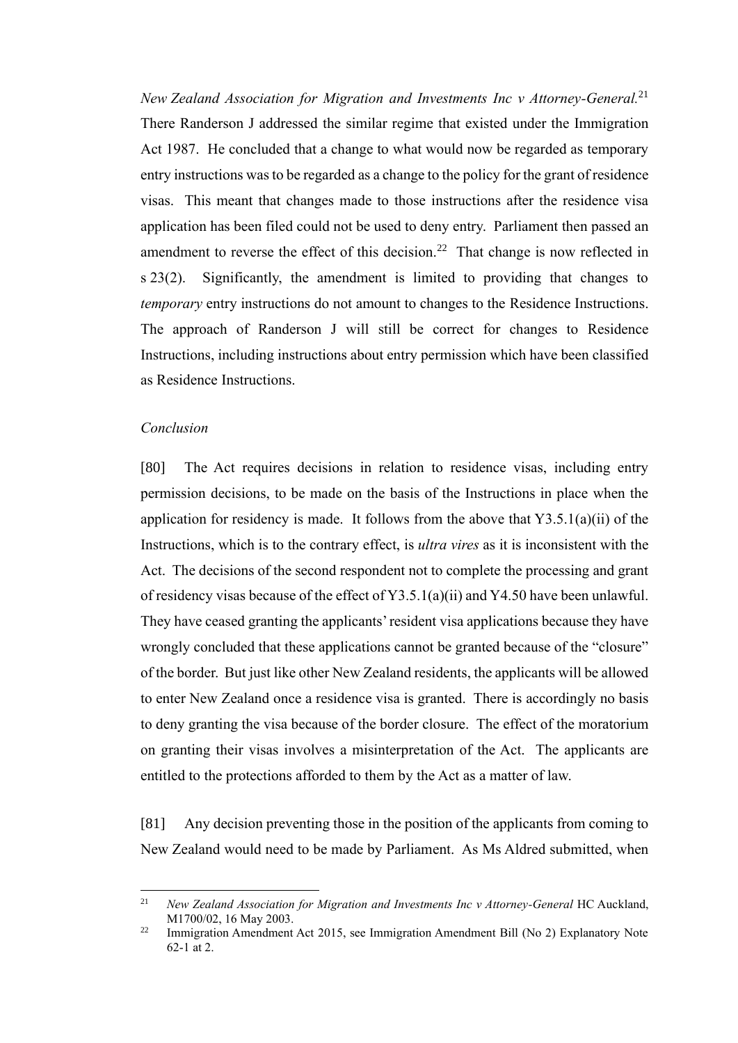*New Zealand Association for Migration and Investments Inc v Attorney-General.*[21] There Randerson J addressed the similar regime that existed under the Immigration Act 1987. He concluded that a change to what would now be regarded as temporary entry instructions was to be regarded as a change to the policy for the grant of residence visas. This meant that changes made to those instructions after the residence visa application has been filed could not be used to deny entry. Parliament then passed an amendment to reverse the effect of this decision.[22] That change is now reflected in s 23(2). Significantly, the amendment is limited to providing that changes to *temporary* entry instructions do not amount to changes to the Residence Instructions. The approach of Randerson J will still be correct for changes to Residence Instructions, including instructions about entry permission which have been classified as Residence Instructions.

*Conclusion*

[80] The Act requires decisions in relation to residence visas, including entry permission decisions, to be made on the basis of the Instructions in place when the application for residency is made. It follows from the above that Y3.5.1(a)(ii) of the Instructions, which is to the contrary effect, is *ultra vires* as it is inconsistent with the Act. The decisions of the second respondent not to complete the processing and grant of residency visas because of the effect of Y3.5.1(a)(ii) and Y4.50 have been unlawful. They have ceased granting the applicants' resident visa applications because they have wrongly concluded that these applications cannot be granted because of the "closure" of the border. But just like other New Zealand residents, the applicants will be allowed to enter New Zealand once a residence visa is granted. There is accordingly no basis to deny granting the visa because of the border closure. The effect of the moratorium on granting their visas involves a misinterpretation of the Act. The applicants are entitled to the protections afforded to them by the Act as a matter of law.

[81] Any decision preventing those in the position of the applicants from coming to New Zealand would need to be made by Parliament. As Ms Aldred submitted, when

---

[21] *New Zealand Association for Migration and Investments Inc v Attorney-General* HC Auckland, M1700/02, 16 May 2003.

[22] Immigration Amendment Act 2015, see Immigration Amendment Bill (No 2) Explanatory Note 62-1 at 2.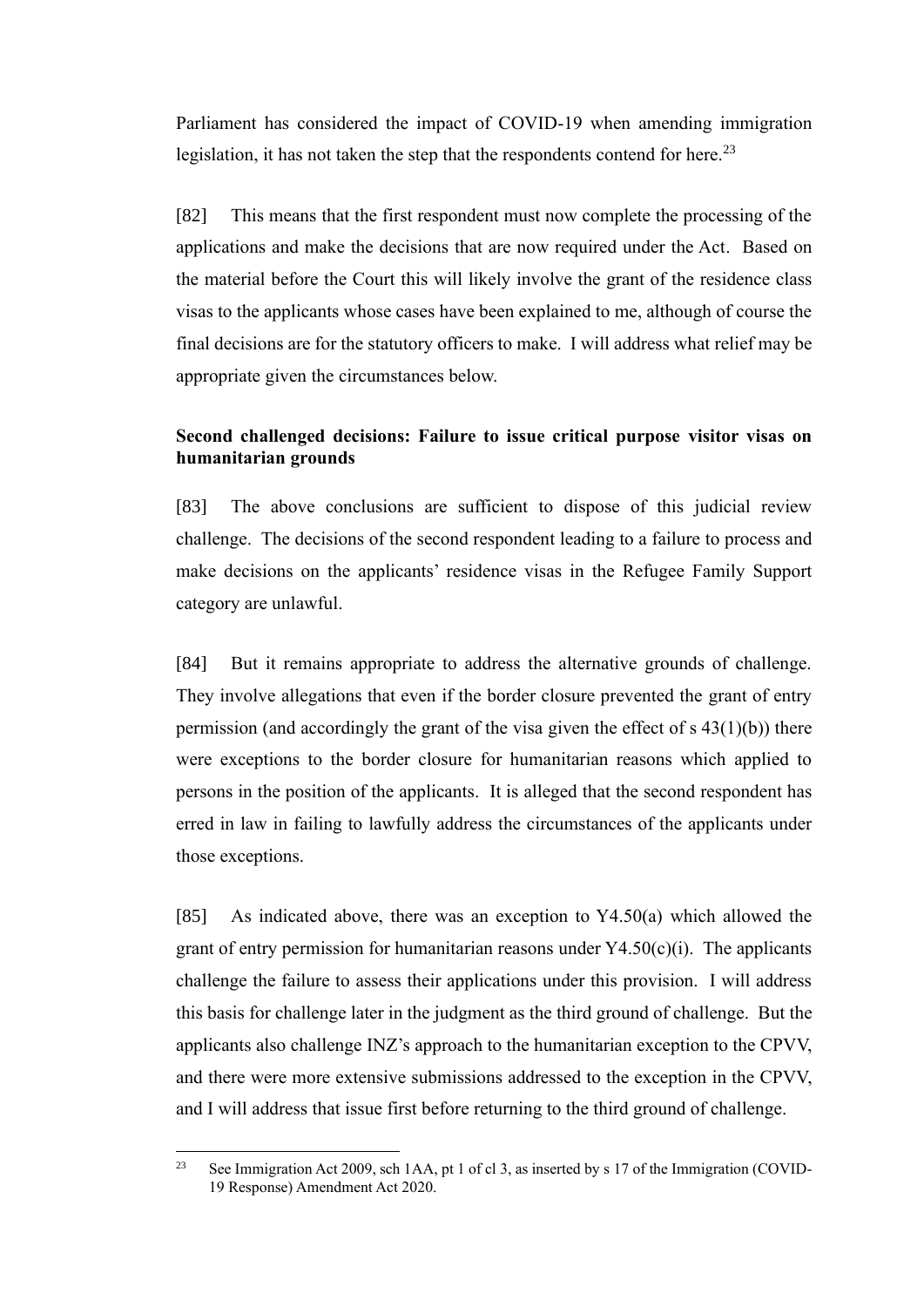Parliament has considered the impact of COVID-19 when amending immigration legislation, it has not taken the step that the respondents contend for here.[23]

[82] This means that the first respondent must now complete the processing of the applications and make the decisions that are now required under the Act. Based on the material before the Court this will likely involve the grant of the residence class visas to the applicants whose cases have been explained to me, although of course the final decisions are for the statutory officers to make. I will address what relief may be appropriate given the circumstances below.

**Second challenged decisions: Failure to issue critical purpose visitor visas on humanitarian grounds**

[83] The above conclusions are sufficient to dispose of this judicial review challenge. The decisions of the second respondent leading to a failure to process and make decisions on the applicants' residence visas in the Refugee Family Support category are unlawful.

[84] But it remains appropriate to address the alternative grounds of challenge. They involve allegations that even if the border closure prevented the grant of entry permission (and accordingly the grant of the visa given the effect of s 43(1)(b)) there were exceptions to the border closure for humanitarian reasons which applied to persons in the position of the applicants. It is alleged that the second respondent has erred in law in failing to lawfully address the circumstances of the applicants under those exceptions.

[85] As indicated above, there was an exception to Y4.50(a) which allowed the grant of entry permission for humanitarian reasons under Y4.50(c)(i). The applicants challenge the failure to assess their applications under this provision. I will address this basis for challenge later in the judgment as the third ground of challenge. But the applicants also challenge INZ's approach to the humanitarian exception to the CPVV, and there were more extensive submissions addressed to the exception in the CPVV, and I will address that issue first before returning to the third ground of challenge.

[23] See Immigration Act 2009, sch 1AA, pt 1 of cl 3, as inserted by s 17 of the Immigration (COVID-19 Response) Amendment Act 2020.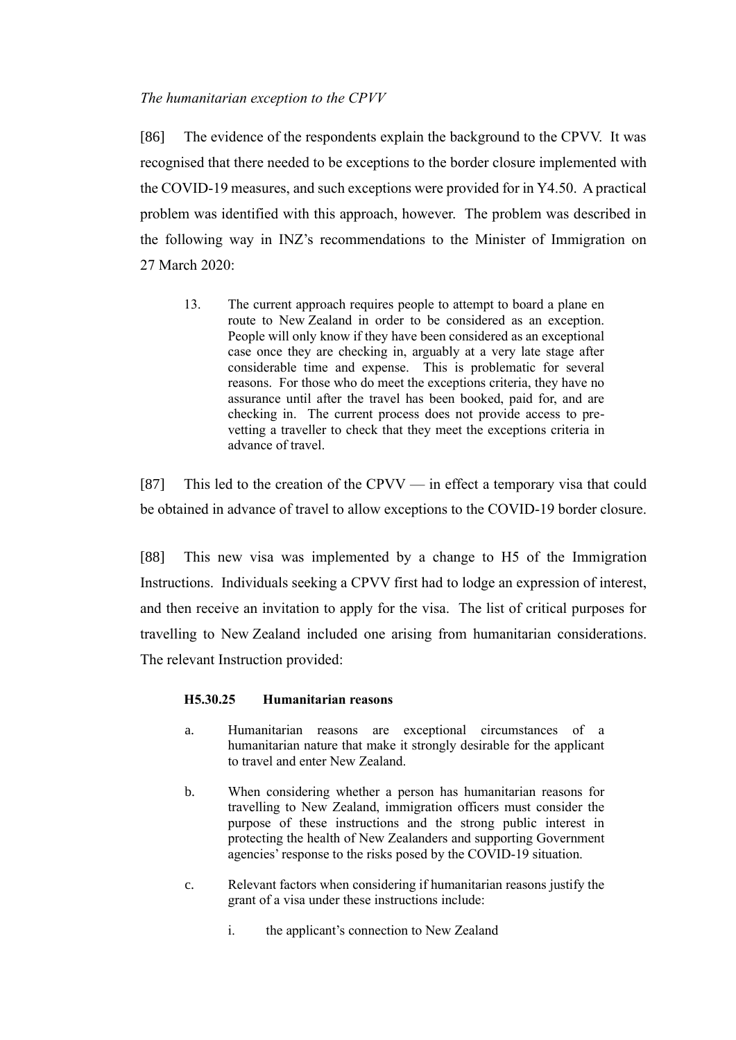*The humanitarian exception to the CPVV*

[86] The evidence of the respondents explain the background to the CPVV. It was recognised that there needed to be exceptions to the border closure implemented with the COVID-19 measures, and such exceptions were provided for in Y4.50. A practical problem was identified with this approach, however. The problem was described in the following way in INZ's recommendations to the Minister of Immigration on 27 March 2020:

> 13. The current approach requires people to attempt to board a plane en route to New Zealand in order to be considered as an exception. People will only know if they have been considered as an exceptional case once they are checking in, arguably at a very late stage after considerable time and expense. This is problematic for several reasons. For those who do meet the exceptions criteria, they have no assurance until after the travel has been booked, paid for, and are checking in. The current process does not provide access to pre-vetting a traveller to check that they meet the exceptions criteria in advance of travel.

[87] This led to the creation of the CPVV — in effect a temporary visa that could be obtained in advance of travel to allow exceptions to the COVID-19 border closure.

[88] This new visa was implemented by a change to H5 of the Immigration Instructions. Individuals seeking a CPVV first had to lodge an expression of interest, and then receive an invitation to apply for the visa. The list of critical purposes for travelling to New Zealand included one arising from humanitarian considerations. The relevant Instruction provided:

> **H5.30.25 Humanitarian reasons**
>
> a. Humanitarian reasons are exceptional circumstances of a humanitarian nature that make it strongly desirable for the applicant to travel and enter New Zealand.
>
> b. When considering whether a person has humanitarian reasons for travelling to New Zealand, immigration officers must consider the purpose of these instructions and the strong public interest in protecting the health of New Zealanders and supporting Government agencies' response to the risks posed by the COVID-19 situation.
>
> c. Relevant factors when considering if humanitarian reasons justify the grant of a visa under these instructions include:
>
> i. the applicant's connection to New Zealand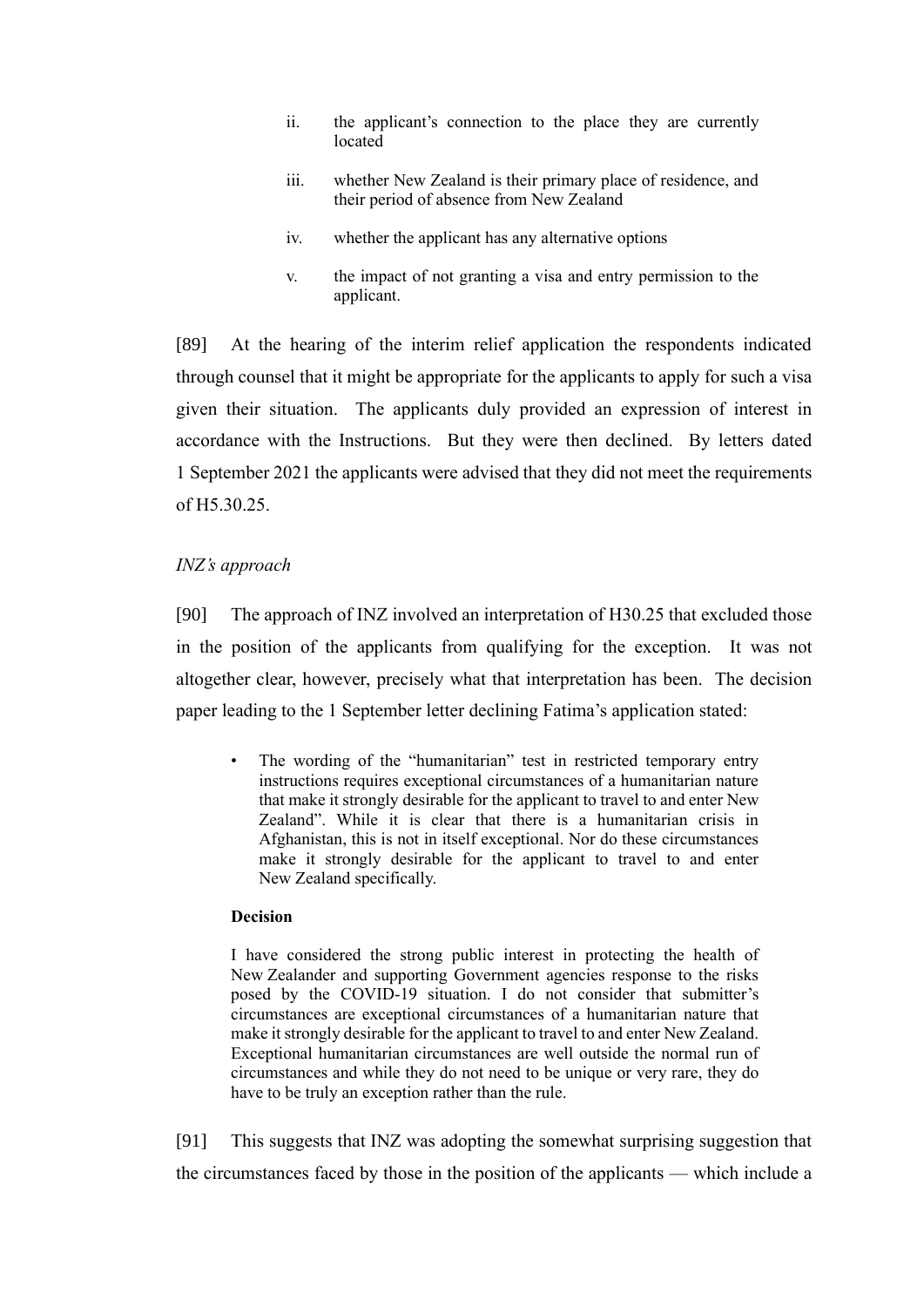ii. the applicant's connection to the place they are currently located

iii. whether New Zealand is their primary place of residence, and their period of absence from New Zealand

iv. whether the applicant has any alternative options

v. the impact of not granting a visa and entry permission to the applicant.

[89] At the hearing of the interim relief application the respondents indicated through counsel that it might be appropriate for the applicants to apply for such a visa given their situation. The applicants duly provided an expression of interest in accordance with the Instructions. But they were then declined. By letters dated 1 September 2021 the applicants were advised that they did not meet the requirements of H5.30.25.

*INZ's approach*

[90] The approach of INZ involved an interpretation of H30.25 that excluded those in the position of the applicants from qualifying for the exception. It was not altogether clear, however, precisely what that interpretation has been. The decision paper leading to the 1 September letter declining Fatima's application stated:

> • The wording of the "humanitarian" test in restricted temporary entry instructions requires exceptional circumstances of a humanitarian nature that make it strongly desirable for the applicant to travel to and enter New Zealand". While it is clear that there is a humanitarian crisis in Afghanistan, this is not in itself exceptional. Nor do these circumstances make it strongly desirable for the applicant to travel to and enter New Zealand specifically.
>
> **Decision**
>
> I have considered the strong public interest in protecting the health of New Zealander and supporting Government agencies response to the risks posed by the COVID-19 situation. I do not consider that submitter's circumstances are exceptional circumstances of a humanitarian nature that make it strongly desirable for the applicant to travel to and enter New Zealand. Exceptional humanitarian circumstances are well outside the normal run of circumstances and while they do not need to be unique or very rare, they do have to be truly an exception rather than the rule.

[91] This suggests that INZ was adopting the somewhat surprising suggestion that the circumstances faced by those in the position of the applicants — which include a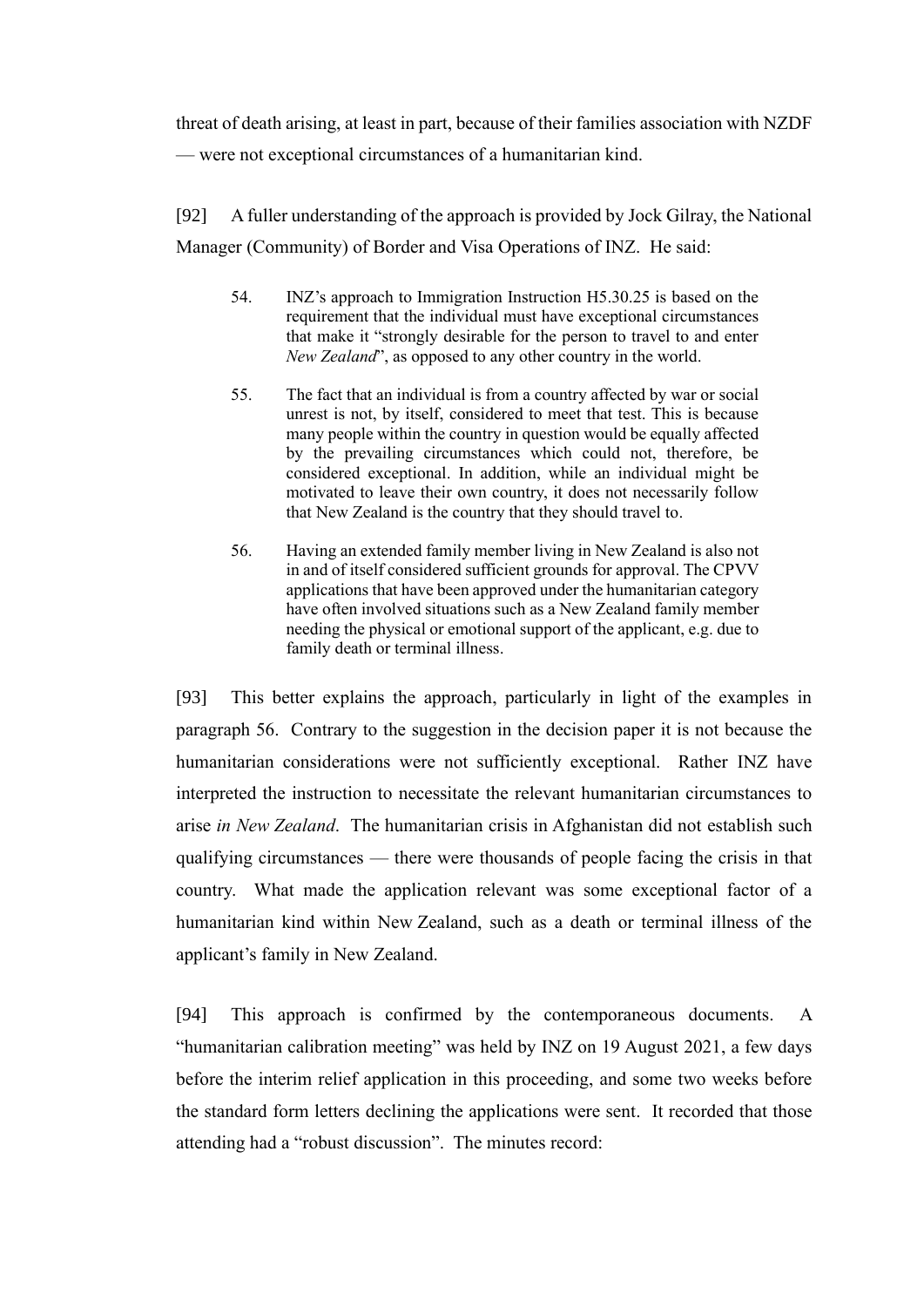threat of death arising, at least in part, because of their families association with NZDF — were not exceptional circumstances of a humanitarian kind.

[92] A fuller understanding of the approach is provided by Jock Gilray, the National Manager (Community) of Border and Visa Operations of INZ. He said:

> 54. INZ's approach to Immigration Instruction H5.30.25 is based on the requirement that the individual must have exceptional circumstances that make it "strongly desirable for the person to travel to and enter *New Zealand*", as opposed to any other country in the world.
>
> 55. The fact that an individual is from a country affected by war or social unrest is not, by itself, considered to meet that test. This is because many people within the country in question would be equally affected by the prevailing circumstances which could not, therefore, be considered exceptional. In addition, while an individual might be motivated to leave their own country, it does not necessarily follow that New Zealand is the country that they should travel to.
>
> 56. Having an extended family member living in New Zealand is also not in and of itself considered sufficient grounds for approval. The CPVV applications that have been approved under the humanitarian category have often involved situations such as a New Zealand family member needing the physical or emotional support of the applicant, e.g. due to family death or terminal illness.

[93] This better explains the approach, particularly in light of the examples in paragraph 56. Contrary to the suggestion in the decision paper it is not because the humanitarian considerations were not sufficiently exceptional. Rather INZ have interpreted the instruction to necessitate the relevant humanitarian circumstances to arise *in New Zealand*. The humanitarian crisis in Afghanistan did not establish such qualifying circumstances — there were thousands of people facing the crisis in that country. What made the application relevant was some exceptional factor of a humanitarian kind within New Zealand, such as a death or terminal illness of the applicant's family in New Zealand.

[94] This approach is confirmed by the contemporaneous documents. A "humanitarian calibration meeting" was held by INZ on 19 August 2021, a few days before the interim relief application in this proceeding, and some two weeks before the standard form letters declining the applications were sent. It recorded that those attending had a "robust discussion". The minutes record: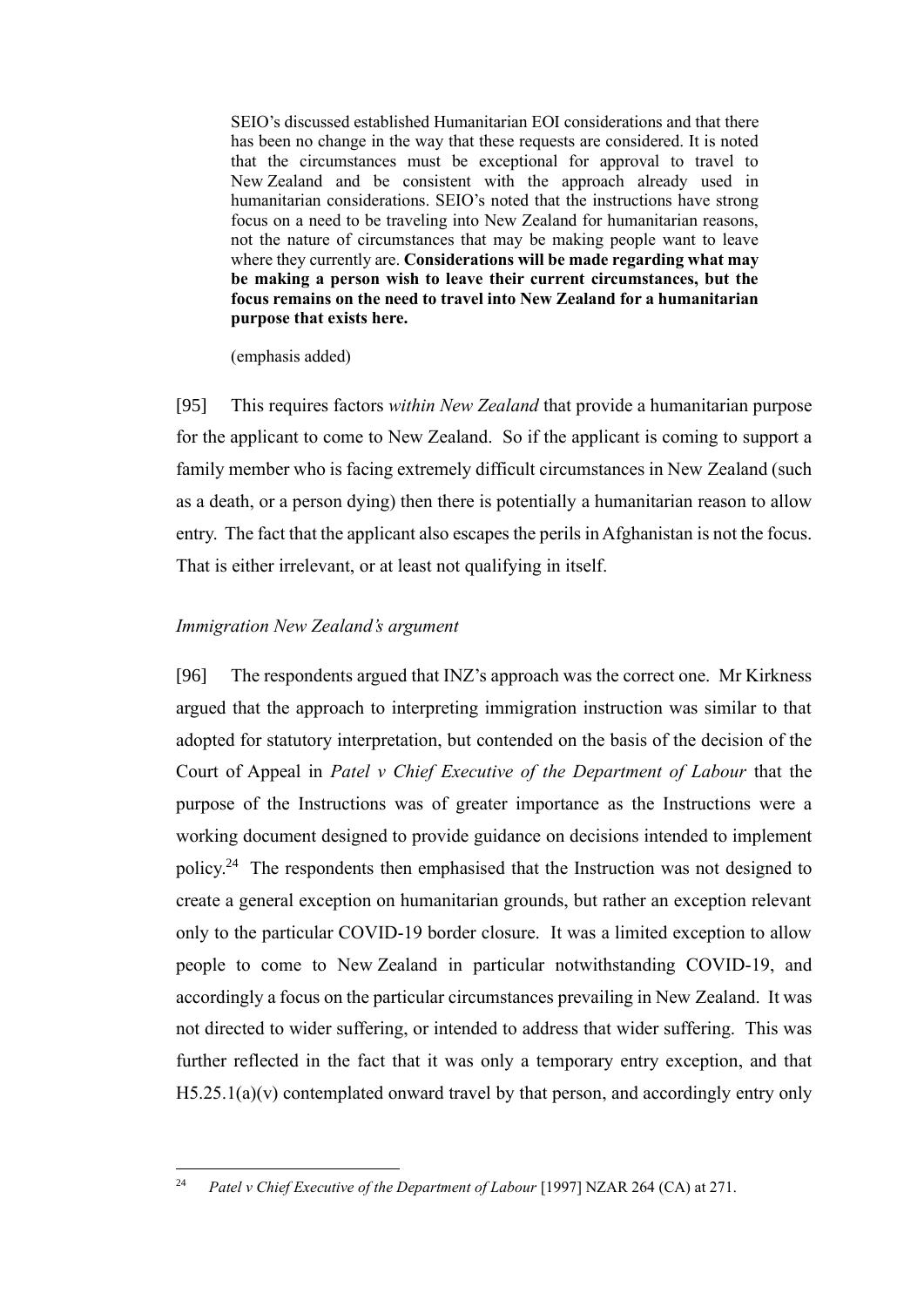> SEIO's discussed established Humanitarian EOI considerations and that there has been no change in the way that these requests are considered. It is noted that the circumstances must be exceptional for approval to travel to New Zealand and be consistent with the approach already used in humanitarian considerations. SEIO's noted that the instructions have strong focus on a need to be traveling into New Zealand for humanitarian reasons, not the nature of circumstances that may be making people want to leave where they currently are. **Considerations will be made regarding what may be making a person wish to leave their current circumstances, but the focus remains on the need to travel into New Zealand for a humanitarian purpose that exists here.**
>
> (emphasis added)

[95] This requires factors *within New Zealand* that provide a humanitarian purpose for the applicant to come to New Zealand. So if the applicant is coming to support a family member who is facing extremely difficult circumstances in New Zealand (such as a death, or a person dying) then there is potentially a humanitarian reason to allow entry. The fact that the applicant also escapes the perils in Afghanistan is not the focus. That is either irrelevant, or at least not qualifying in itself.

*Immigration New Zealand's argument*

[96] The respondents argued that INZ's approach was the correct one. Mr Kirkness argued that the approach to interpreting immigration instruction was similar to that adopted for statutory interpretation, but contended on the basis of the decision of the Court of Appeal in *Patel v Chief Executive of the Department of Labour* that the purpose of the Instructions was of greater importance as the Instructions were a working document designed to provide guidance on decisions intended to implement policy.[24] The respondents then emphasised that the Instruction was not designed to create a general exception on humanitarian grounds, but rather an exception relevant only to the particular COVID-19 border closure. It was a limited exception to allow people to come to New Zealand in particular notwithstanding COVID-19, and accordingly a focus on the particular circumstances prevailing in New Zealand. It was not directed to wider suffering, or intended to address that wider suffering. This was further reflected in the fact that it was only a temporary entry exception, and that H5.25.1(a)(v) contemplated onward travel by that person, and accordingly entry only

---

[24] *Patel v Chief Executive of the Department of Labour* [1997] NZAR 264 (CA) at 271.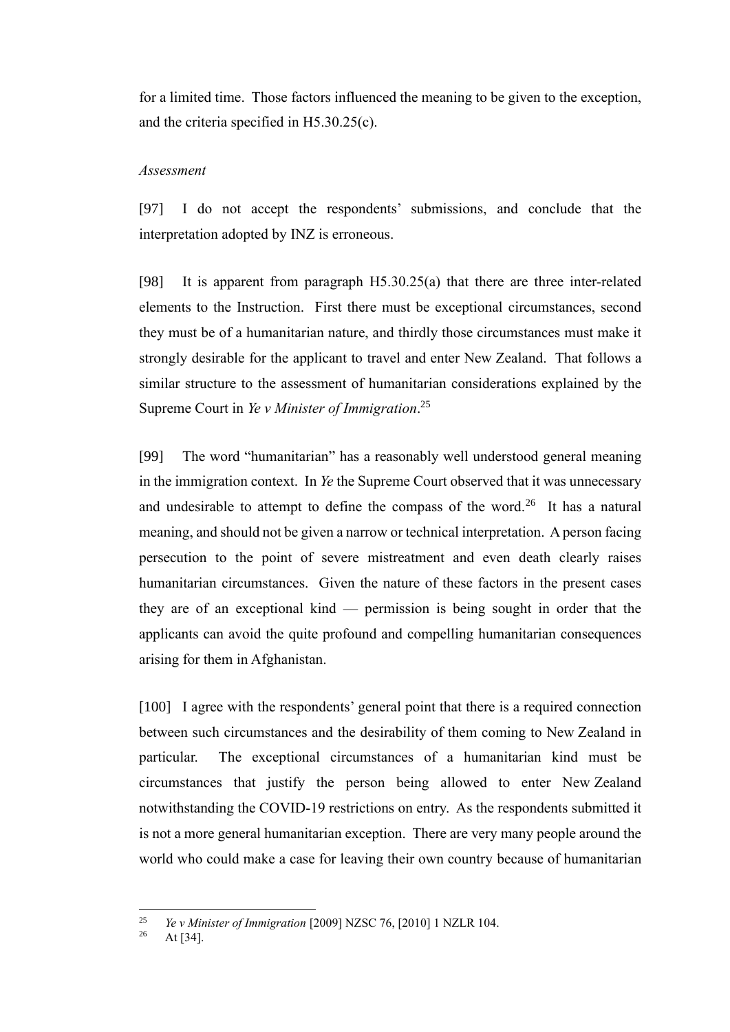for a limited time. Those factors influenced the meaning to be given to the exception, and the criteria specified in H5.30.25(c).

*Assessment*

[97] I do not accept the respondents' submissions, and conclude that the interpretation adopted by INZ is erroneous.

[98] It is apparent from paragraph H5.30.25(a) that there are three inter-related elements to the Instruction. First there must be exceptional circumstances, second they must be of a humanitarian nature, and thirdly those circumstances must make it strongly desirable for the applicant to travel and enter New Zealand. That follows a similar structure to the assessment of humanitarian considerations explained by the Supreme Court in *Ye v Minister of Immigration*.[25]

[99] The word "humanitarian" has a reasonably well understood general meaning in the immigration context. In *Ye* the Supreme Court observed that it was unnecessary and undesirable to attempt to define the compass of the word.[26] It has a natural meaning, and should not be given a narrow or technical interpretation. A person facing persecution to the point of severe mistreatment and even death clearly raises humanitarian circumstances. Given the nature of these factors in the present cases they are of an exceptional kind — permission is being sought in order that the applicants can avoid the quite profound and compelling humanitarian consequences arising for them in Afghanistan.

[100] I agree with the respondents' general point that there is a required connection between such circumstances and the desirability of them coming to New Zealand in particular. The exceptional circumstances of a humanitarian kind must be circumstances that justify the person being allowed to enter New Zealand notwithstanding the COVID-19 restrictions on entry. As the respondents submitted it is not a more general humanitarian exception. There are very many people around the world who could make a case for leaving their own country because of humanitarian

---

[25] *Ye v Minister of Immigration* [2009] NZSC 76, [2010] 1 NZLR 104.

[26] At [34].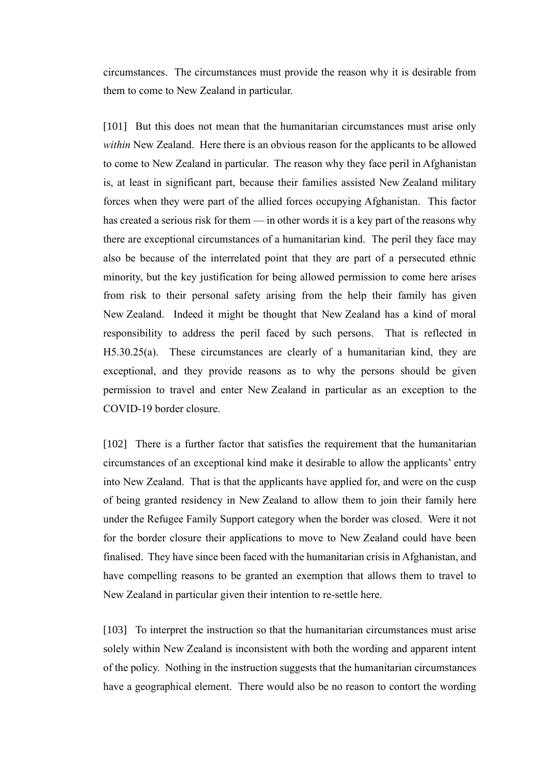circumstances. The circumstances must provide the reason why it is desirable from them to come to New Zealand in particular.

[101] But this does not mean that the humanitarian circumstances must arise only *within* New Zealand. Here there is an obvious reason for the applicants to be allowed to come to New Zealand in particular. The reason why they face peril in Afghanistan is, at least in significant part, because their families assisted New Zealand military forces when they were part of the allied forces occupying Afghanistan. This factor has created a serious risk for them — in other words it is a key part of the reasons why there are exceptional circumstances of a humanitarian kind. The peril they face may also be because of the interrelated point that they are part of a persecuted ethnic minority, but the key justification for being allowed permission to come here arises from risk to their personal safety arising from the help their family has given New Zealand. Indeed it might be thought that New Zealand has a kind of moral responsibility to address the peril faced by such persons. That is reflected in H5.30.25(a). These circumstances are clearly of a humanitarian kind, they are exceptional, and they provide reasons as to why the persons should be given permission to travel and enter New Zealand in particular as an exception to the COVID-19 border closure.

[102] There is a further factor that satisfies the requirement that the humanitarian circumstances of an exceptional kind make it desirable to allow the applicants' entry into New Zealand. That is that the applicants have applied for, and were on the cusp of being granted residency in New Zealand to allow them to join their family here under the Refugee Family Support category when the border was closed. Were it not for the border closure their applications to move to New Zealand could have been finalised. They have since been faced with the humanitarian crisis in Afghanistan, and have compelling reasons to be granted an exemption that allows them to travel to New Zealand in particular given their intention to re-settle here.

[103] To interpret the instruction so that the humanitarian circumstances must arise solely within New Zealand is inconsistent with both the wording and apparent intent of the policy. Nothing in the instruction suggests that the humanitarian circumstances have a geographical element. There would also be no reason to contort the wording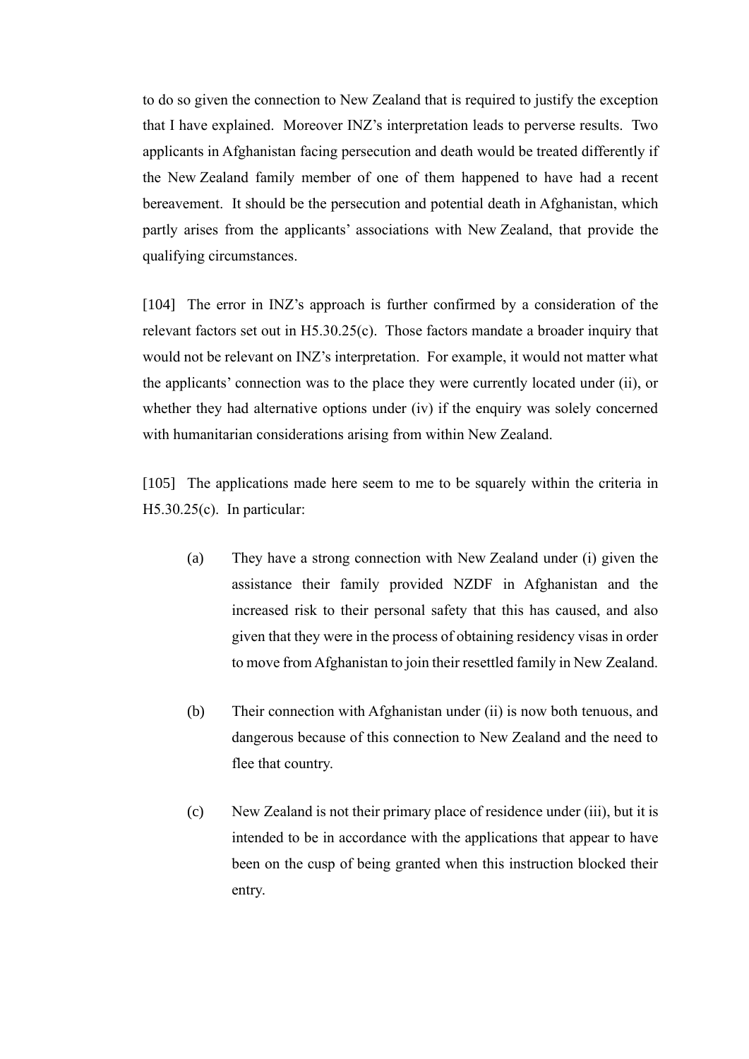to do so given the connection to New Zealand that is required to justify the exception that I have explained. Moreover INZ's interpretation leads to perverse results. Two applicants in Afghanistan facing persecution and death would be treated differently if the New Zealand family member of one of them happened to have had a recent bereavement. It should be the persecution and potential death in Afghanistan, which partly arises from the applicants' associations with New Zealand, that provide the qualifying circumstances.

[104] The error in INZ's approach is further confirmed by a consideration of the relevant factors set out in H5.30.25(c). Those factors mandate a broader inquiry that would not be relevant on INZ's interpretation. For example, it would not matter what the applicants' connection was to the place they were currently located under (ii), or whether they had alternative options under (iv) if the enquiry was solely concerned with humanitarian considerations arising from within New Zealand.

[105] The applications made here seem to me to be squarely within the criteria in H5.30.25(c). In particular:

(a) They have a strong connection with New Zealand under (i) given the assistance their family provided NZDF in Afghanistan and the increased risk to their personal safety that this has caused, and also given that they were in the process of obtaining residency visas in order to move from Afghanistan to join their resettled family in New Zealand.

(b) Their connection with Afghanistan under (ii) is now both tenuous, and dangerous because of this connection to New Zealand and the need to flee that country.

(c) New Zealand is not their primary place of residence under (iii), but it is intended to be in accordance with the applications that appear to have been on the cusp of being granted when this instruction blocked their entry.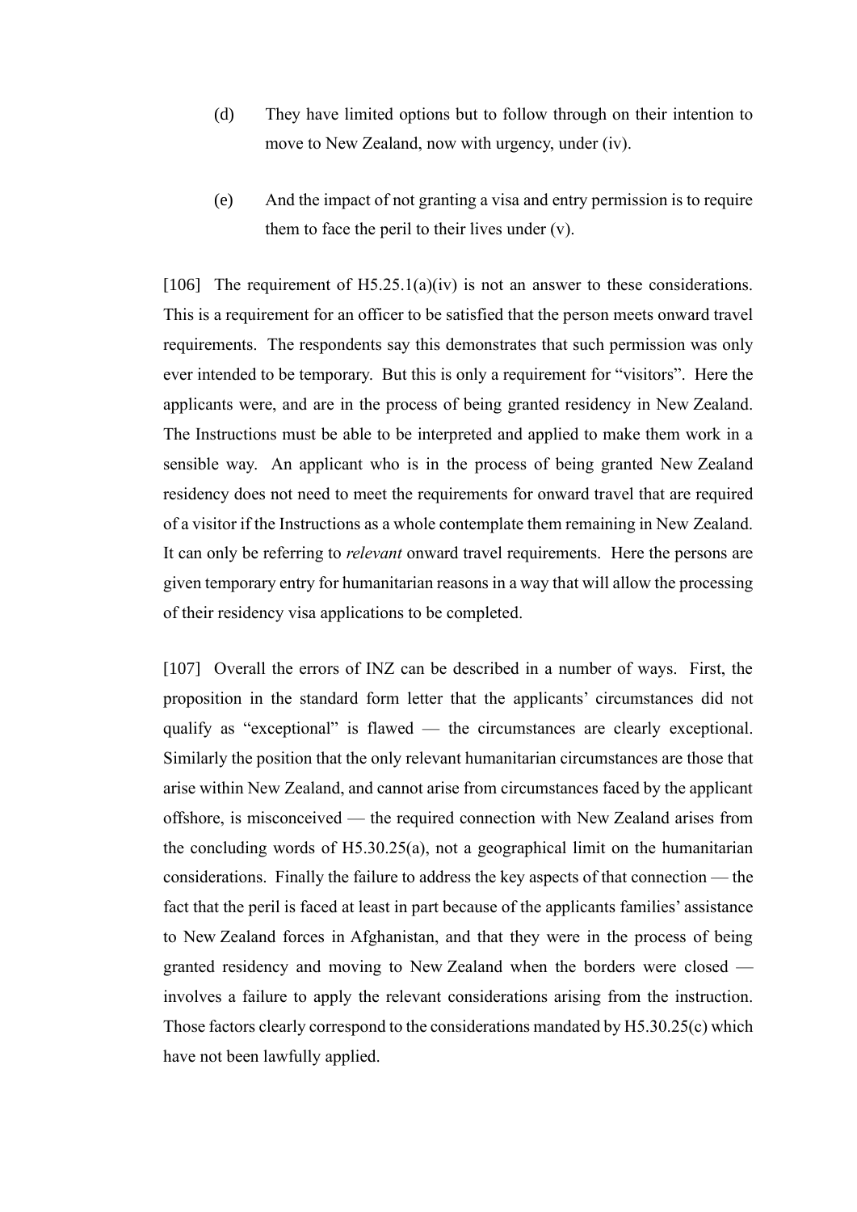(d) They have limited options but to follow through on their intention to move to New Zealand, now with urgency, under (iv).

(e) And the impact of not granting a visa and entry permission is to require them to face the peril to their lives under (v).

[106] The requirement of H5.25.1(a)(iv) is not an answer to these considerations. This is a requirement for an officer to be satisfied that the person meets onward travel requirements. The respondents say this demonstrates that such permission was only ever intended to be temporary. But this is only a requirement for "visitors". Here the applicants were, and are in the process of being granted residency in New Zealand. The Instructions must be able to be interpreted and applied to make them work in a sensible way. An applicant who is in the process of being granted New Zealand residency does not need to meet the requirements for onward travel that are required of a visitor if the Instructions as a whole contemplate them remaining in New Zealand. It can only be referring to *relevant* onward travel requirements. Here the persons are given temporary entry for humanitarian reasons in a way that will allow the processing of their residency visa applications to be completed.

[107] Overall the errors of INZ can be described in a number of ways. First, the proposition in the standard form letter that the applicants' circumstances did not qualify as "exceptional" is flawed — the circumstances are clearly exceptional. Similarly the position that the only relevant humanitarian circumstances are those that arise within New Zealand, and cannot arise from circumstances faced by the applicant offshore, is misconceived — the required connection with New Zealand arises from the concluding words of H5.30.25(a), not a geographical limit on the humanitarian considerations. Finally the failure to address the key aspects of that connection — the fact that the peril is faced at least in part because of the applicants families' assistance to New Zealand forces in Afghanistan, and that they were in the process of being granted residency and moving to New Zealand when the borders were closed — involves a failure to apply the relevant considerations arising from the instruction. Those factors clearly correspond to the considerations mandated by H5.30.25(c) which have not been lawfully applied.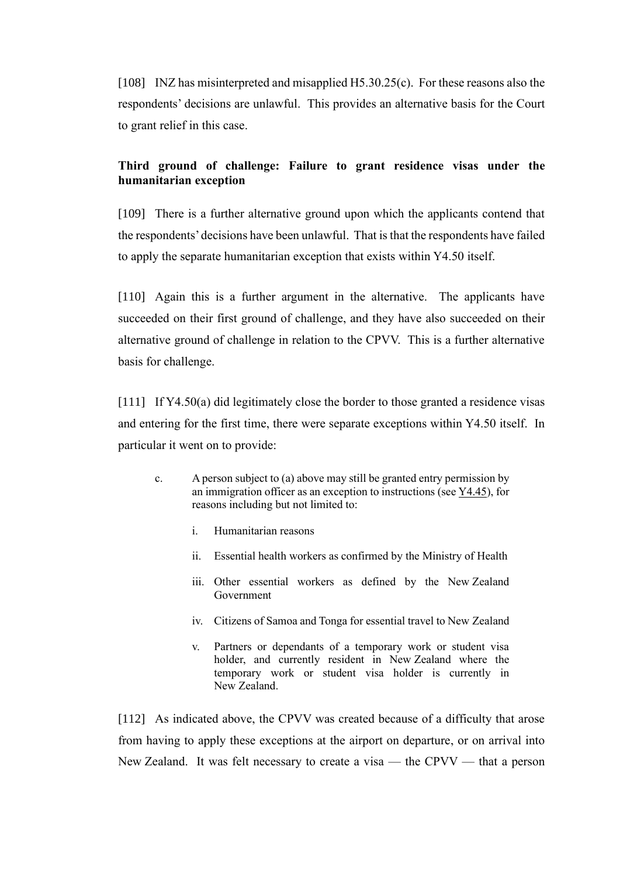[108] INZ has misinterpreted and misapplied H5.30.25(c). For these reasons also the respondents' decisions are unlawful. This provides an alternative basis for the Court to grant relief in this case.

**Third ground of challenge: Failure to grant residence visas under the humanitarian exception**

[109] There is a further alternative ground upon which the applicants contend that the respondents' decisions have been unlawful. That is that the respondents have failed to apply the separate humanitarian exception that exists within Y4.50 itself.

[110] Again this is a further argument in the alternative. The applicants have succeeded on their first ground of challenge, and they have also succeeded on their alternative ground of challenge in relation to the CPVV. This is a further alternative basis for challenge.

[111] If Y4.50(a) did legitimately close the border to those granted a residence visas and entering for the first time, there were separate exceptions within Y4.50 itself. In particular it went on to provide:

> c. A person subject to (a) above may still be granted entry permission by an immigration officer as an exception to instructions (see Y4.45), for reasons including but not limited to:
>
> i. Humanitarian reasons
>
> ii. Essential health workers as confirmed by the Ministry of Health
>
> iii. Other essential workers as defined by the New Zealand Government
>
> iv. Citizens of Samoa and Tonga for essential travel to New Zealand
>
> v. Partners or dependants of a temporary work or student visa holder, and currently resident in New Zealand where the temporary work or student visa holder is currently in New Zealand.

[112] As indicated above, the CPVV was created because of a difficulty that arose from having to apply these exceptions at the airport on departure, or on arrival into New Zealand. It was felt necessary to create a visa — the CPVV — that a person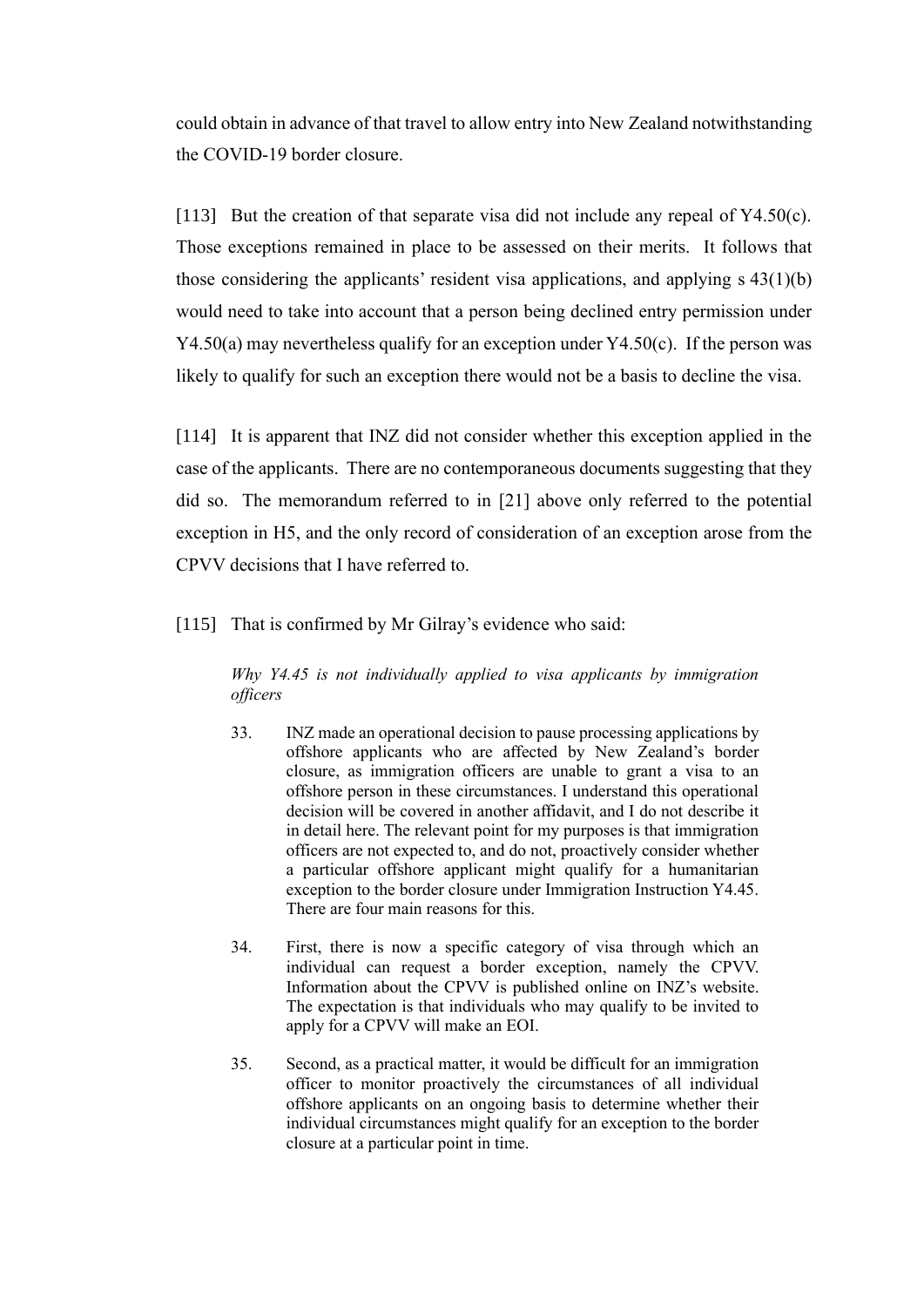could obtain in advance of that travel to allow entry into New Zealand notwithstanding the COVID-19 border closure.

[113] But the creation of that separate visa did not include any repeal of Y4.50(c). Those exceptions remained in place to be assessed on their merits. It follows that those considering the applicants' resident visa applications, and applying s 43(1)(b) would need to take into account that a person being declined entry permission under Y4.50(a) may nevertheless qualify for an exception under Y4.50(c). If the person was likely to qualify for such an exception there would not be a basis to decline the visa.

[114] It is apparent that INZ did not consider whether this exception applied in the case of the applicants. There are no contemporaneous documents suggesting that they did so. The memorandum referred to in [21] above only referred to the potential exception in H5, and the only record of consideration of an exception arose from the CPVV decisions that I have referred to.

[115] That is confirmed by Mr Gilray's evidence who said:

> *Why Y4.45 is not individually applied to visa applicants by immigration officers*
>
> 33. INZ made an operational decision to pause processing applications by offshore applicants who are affected by New Zealand's border closure, as immigration officers are unable to grant a visa to an offshore person in these circumstances. I understand this operational decision will be covered in another affidavit, and I do not describe it in detail here. The relevant point for my purposes is that immigration officers are not expected to, and do not, proactively consider whether a particular offshore applicant might qualify for a humanitarian exception to the border closure under Immigration Instruction Y4.45. There are four main reasons for this.
>
> 34. First, there is now a specific category of visa through which an individual can request a border exception, namely the CPVV. Information about the CPVV is published online on INZ's website. The expectation is that individuals who may qualify to be invited to apply for a CPVV will make an EOI.
>
> 35. Second, as a practical matter, it would be difficult for an immigration officer to monitor proactively the circumstances of all individual offshore applicants on an ongoing basis to determine whether their individual circumstances might qualify for an exception to the border closure at a particular point in time.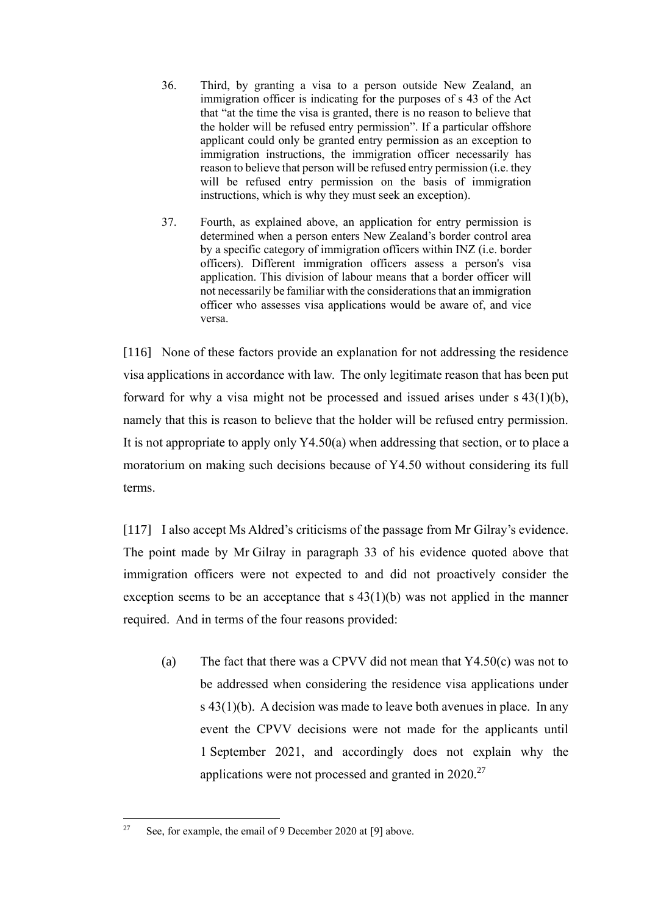> 36. Third, by granting a visa to a person outside New Zealand, an immigration officer is indicating for the purposes of s 43 of the Act that "at the time the visa is granted, there is no reason to believe that the holder will be refused entry permission". If a particular offshore applicant could only be granted entry permission as an exception to immigration instructions, the immigration officer necessarily has reason to believe that person will be refused entry permission (i.e. they will be refused entry permission on the basis of immigration instructions, which is why they must seek an exception).
>
> 37. Fourth, as explained above, an application for entry permission is determined when a person enters New Zealand's border control area by a specific category of immigration officers within INZ (i.e. border officers). Different immigration officers assess a person's visa application. This division of labour means that a border officer will not necessarily be familiar with the considerations that an immigration officer who assesses visa applications would be aware of, and vice versa.

[116] None of these factors provide an explanation for not addressing the residence visa applications in accordance with law. The only legitimate reason that has been put forward for why a visa might not be processed and issued arises under s 43(1)(b), namely that this is reason to believe that the holder will be refused entry permission. It is not appropriate to apply only Y4.50(a) when addressing that section, or to place a moratorium on making such decisions because of Y4.50 without considering its full terms.

[117] I also accept Ms Aldred's criticisms of the passage from Mr Gilray's evidence. The point made by Mr Gilray in paragraph 33 of his evidence quoted above that immigration officers were not expected to and did not proactively consider the exception seems to be an acceptance that s 43(1)(b) was not applied in the manner required. And in terms of the four reasons provided:

(a) The fact that there was a CPVV did not mean that Y4.50(c) was not to be addressed when considering the residence visa applications under s 43(1)(b). A decision was made to leave both avenues in place. In any event the CPVV decisions were not made for the applicants until 1 September 2021, and accordingly does not explain why the applications were not processed and granted in 2020.[27]

---

[27] See, for example, the email of 9 December 2020 at [9] above.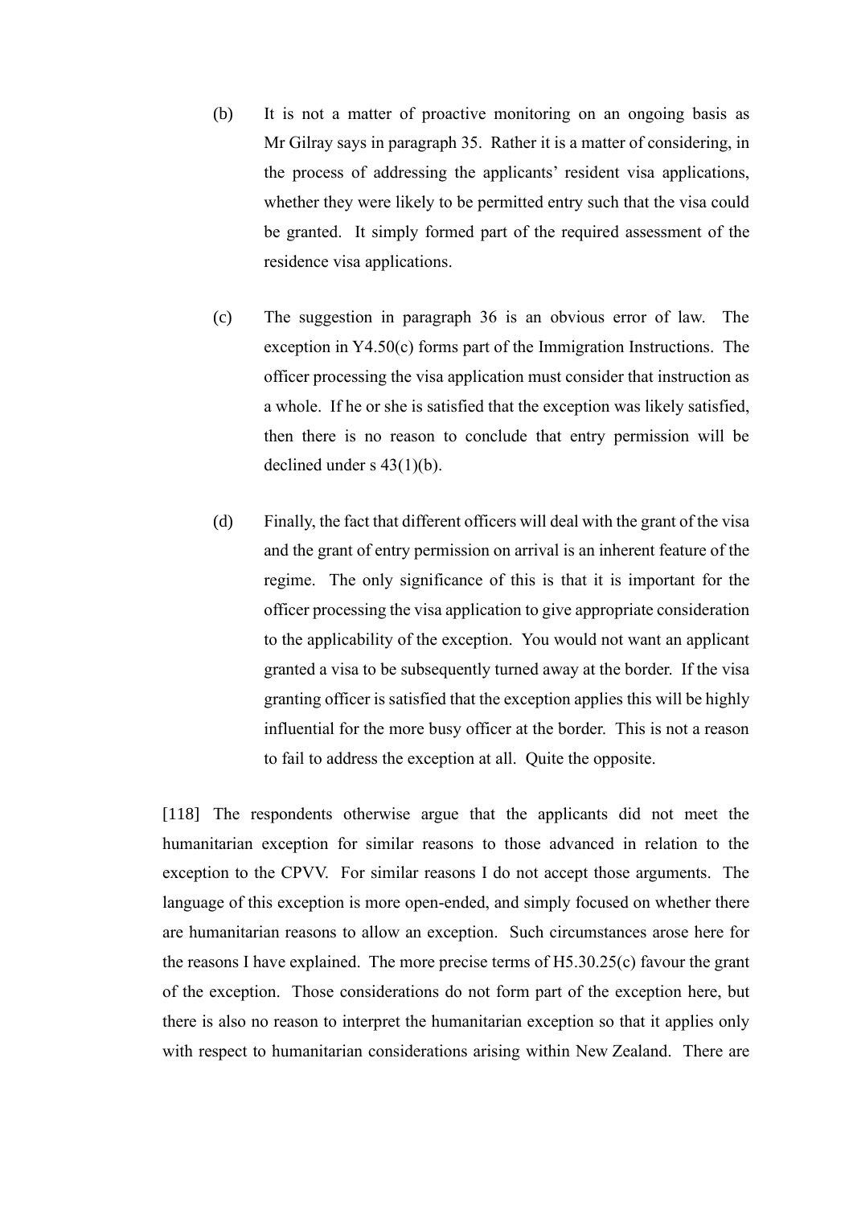(b) It is not a matter of proactive monitoring on an ongoing basis as Mr Gilray says in paragraph 35. Rather it is a matter of considering, in the process of addressing the applicants' resident visa applications, whether they were likely to be permitted entry such that the visa could be granted. It simply formed part of the required assessment of the residence visa applications.

(c) The suggestion in paragraph 36 is an obvious error of law. The exception in Y4.50(c) forms part of the Immigration Instructions. The officer processing the visa application must consider that instruction as a whole. If he or she is satisfied that the exception was likely satisfied, then there is no reason to conclude that entry permission will be declined under s 43(1)(b).

(d) Finally, the fact that different officers will deal with the grant of the visa and the grant of entry permission on arrival is an inherent feature of the regime. The only significance of this is that it is important for the officer processing the visa application to give appropriate consideration to the applicability of the exception. You would not want an applicant granted a visa to be subsequently turned away at the border. If the visa granting officer is satisfied that the exception applies this will be highly influential for the more busy officer at the border. This is not a reason to fail to address the exception at all. Quite the opposite.

[118] The respondents otherwise argue that the applicants did not meet the humanitarian exception for similar reasons to those advanced in relation to the exception to the CPVV. For similar reasons I do not accept those arguments. The language of this exception is more open-ended, and simply focused on whether there are humanitarian reasons to allow an exception. Such circumstances arose here for the reasons I have explained. The more precise terms of H5.30.25(c) favour the grant of the exception. Those considerations do not form part of the exception here, but there is also no reason to interpret the humanitarian exception so that it applies only with respect to humanitarian considerations arising within New Zealand. There are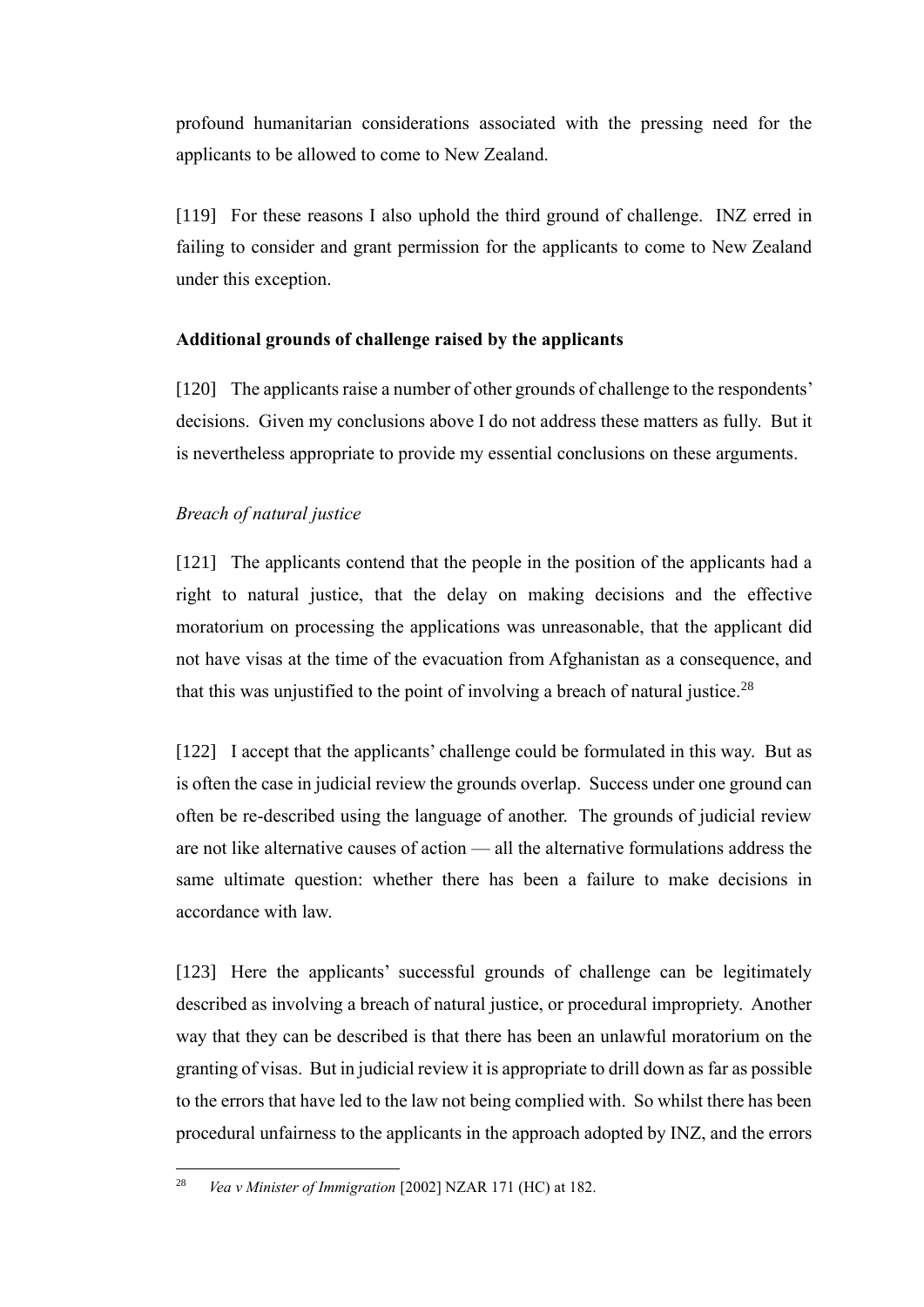profound humanitarian considerations associated with the pressing need for the applicants to be allowed to come to New Zealand.

[119] For these reasons I also uphold the third ground of challenge. INZ erred in failing to consider and grant permission for the applicants to come to New Zealand under this exception.

## Additional grounds of challenge raised by the applicants

[120] The applicants raise a number of other grounds of challenge to the respondents' decisions. Given my conclusions above I do not address these matters as fully. But it is nevertheless appropriate to provide my essential conclusions on these arguments.

### *Breach of natural justice*

[121] The applicants contend that the people in the position of the applicants had a right to natural justice, that the delay on making decisions and the effective moratorium on processing the applications was unreasonable, that the applicant did not have visas at the time of the evacuation from Afghanistan as a consequence, and that this was unjustified to the point of involving a breach of natural justice.[28]

[122] I accept that the applicants' challenge could be formulated in this way. But as is often the case in judicial review the grounds overlap. Success under one ground can often be re-described using the language of another. The grounds of judicial review are not like alternative causes of action — all the alternative formulations address the same ultimate question: whether there has been a failure to make decisions in accordance with law.

[123] Here the applicants' successful grounds of challenge can be legitimately described as involving a breach of natural justice, or procedural impropriety. Another way that they can be described is that there has been an unlawful moratorium on the granting of visas. But in judicial review it is appropriate to drill down as far as possible to the errors that have led to the law not being complied with. So whilst there has been procedural unfairness to the applicants in the approach adopted by INZ, and the errors

[28] *Vea v Minister of Immigration* [2002] NZAR 171 (HC) at 182.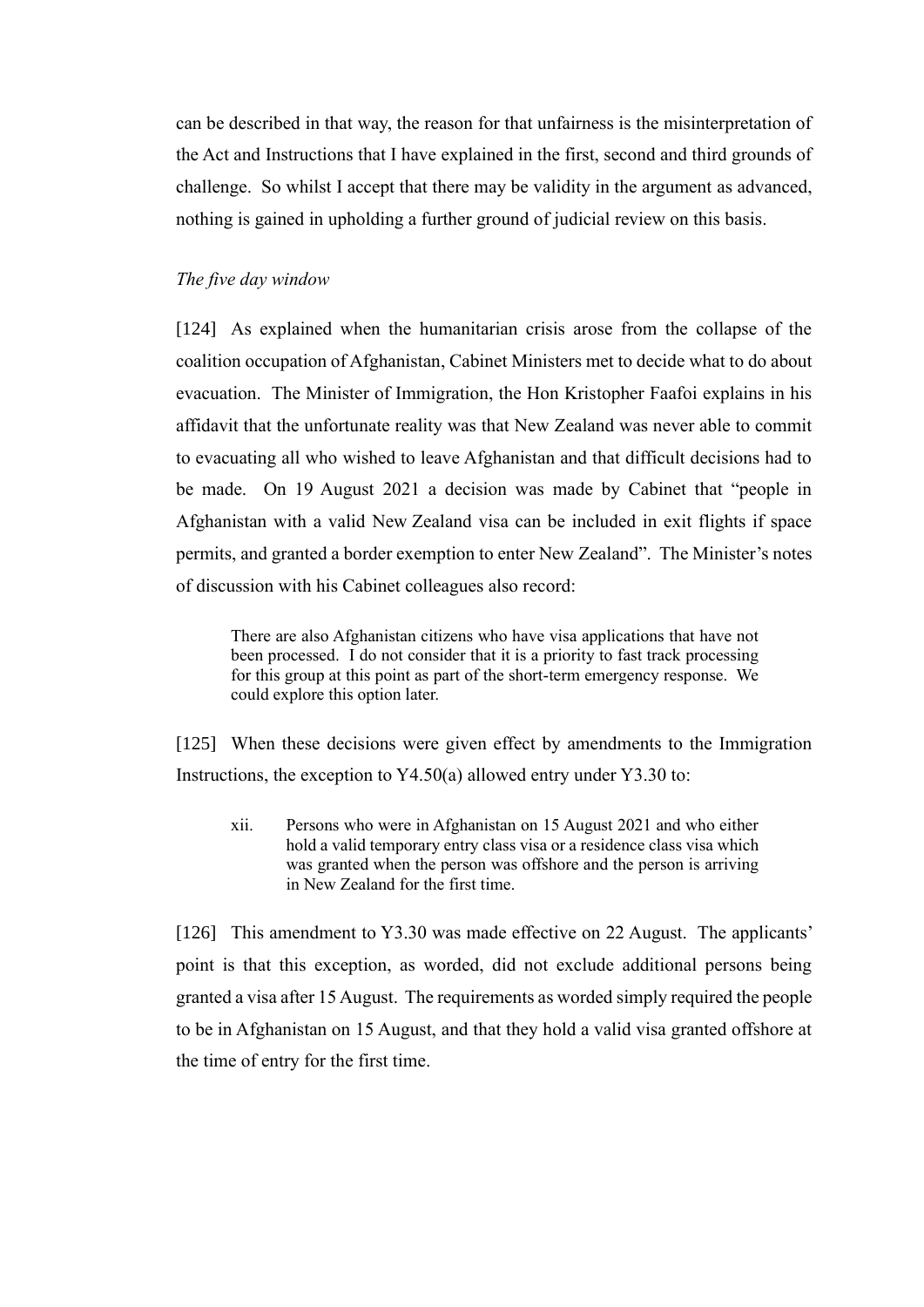can be described in that way, the reason for that unfairness is the misinterpretation of the Act and Instructions that I have explained in the first, second and third grounds of challenge. So whilst I accept that there may be validity in the argument as advanced, nothing is gained in upholding a further ground of judicial review on this basis.

*The five day window*

[124] As explained when the humanitarian crisis arose from the collapse of the coalition occupation of Afghanistan, Cabinet Ministers met to decide what to do about evacuation. The Minister of Immigration, the Hon Kristopher Faafoi explains in his affidavit that the unfortunate reality was that New Zealand was never able to commit to evacuating all who wished to leave Afghanistan and that difficult decisions had to be made. On 19 August 2021 a decision was made by Cabinet that "people in Afghanistan with a valid New Zealand visa can be included in exit flights if space permits, and granted a border exemption to enter New Zealand". The Minister's notes of discussion with his Cabinet colleagues also record:

> There are also Afghanistan citizens who have visa applications that have not been processed. I do not consider that it is a priority to fast track processing for this group at this point as part of the short-term emergency response. We could explore this option later.

[125] When these decisions were given effect by amendments to the Immigration Instructions, the exception to Y4.50(a) allowed entry under Y3.30 to:

> xii. Persons who were in Afghanistan on 15 August 2021 and who either hold a valid temporary entry class visa or a residence class visa which was granted when the person was offshore and the person is arriving in New Zealand for the first time.

[126] This amendment to Y3.30 was made effective on 22 August. The applicants' point is that this exception, as worded, did not exclude additional persons being granted a visa after 15 August. The requirements as worded simply required the people to be in Afghanistan on 15 August, and that they hold a valid visa granted offshore at the time of entry for the first time.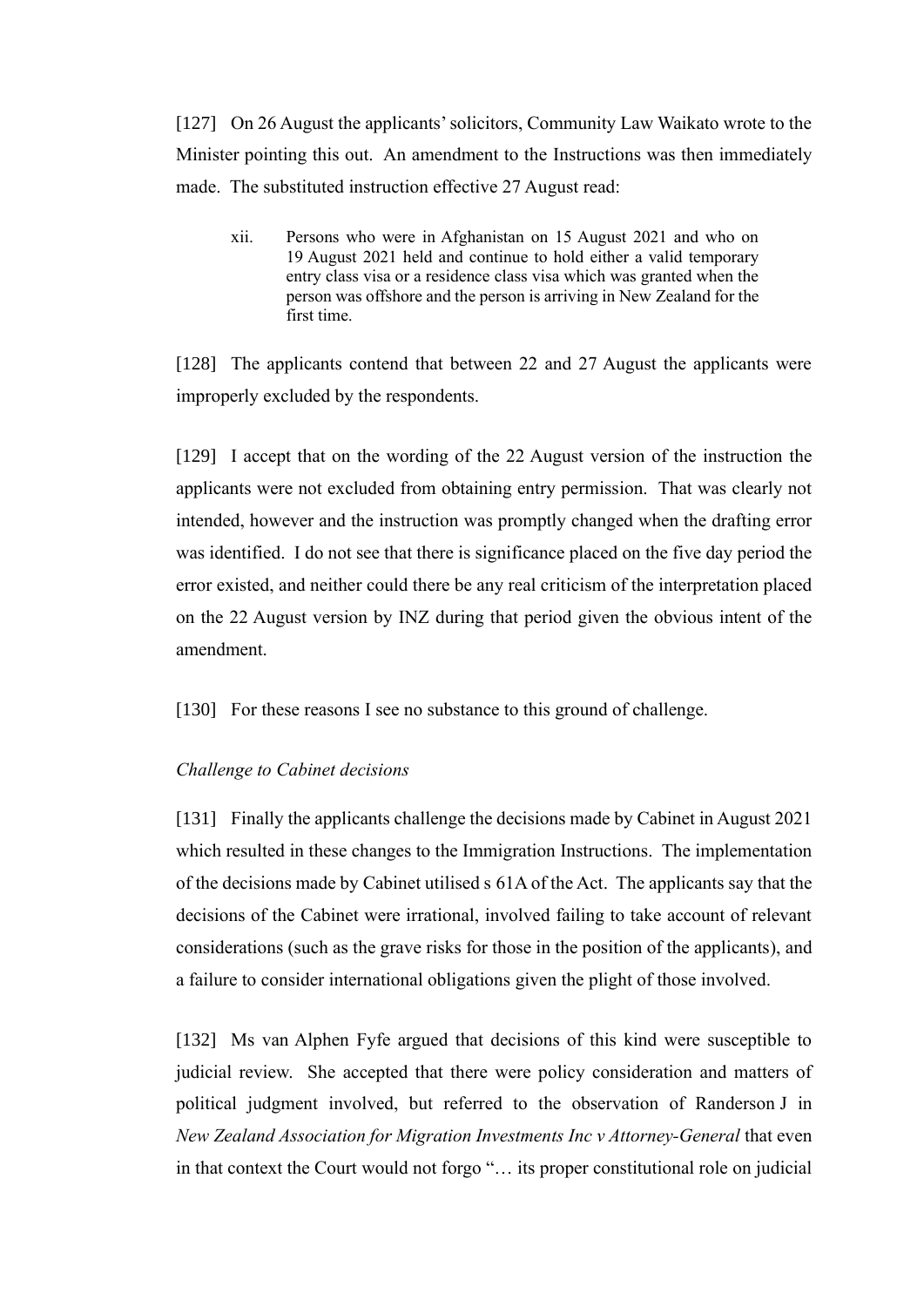[127] On 26 August the applicants' solicitors, Community Law Waikato wrote to the Minister pointing this out. An amendment to the Instructions was then immediately made. The substituted instruction effective 27 August read:

> xii. Persons who were in Afghanistan on 15 August 2021 and who on 19 August 2021 held and continue to hold either a valid temporary entry class visa or a residence class visa which was granted when the person was offshore and the person is arriving in New Zealand for the first time.

[128] The applicants contend that between 22 and 27 August the applicants were improperly excluded by the respondents.

[129] I accept that on the wording of the 22 August version of the instruction the applicants were not excluded from obtaining entry permission. That was clearly not intended, however and the instruction was promptly changed when the drafting error was identified. I do not see that there is significance placed on the five day period the error existed, and neither could there be any real criticism of the interpretation placed on the 22 August version by INZ during that period given the obvious intent of the amendment.

[130] For these reasons I see no substance to this ground of challenge.

*Challenge to Cabinet decisions*

[131] Finally the applicants challenge the decisions made by Cabinet in August 2021 which resulted in these changes to the Immigration Instructions. The implementation of the decisions made by Cabinet utilised s 61A of the Act. The applicants say that the decisions of the Cabinet were irrational, involved failing to take account of relevant considerations (such as the grave risks for those in the position of the applicants), and a failure to consider international obligations given the plight of those involved.

[132] Ms van Alphen Fyfe argued that decisions of this kind were susceptible to judicial review. She accepted that there were policy consideration and matters of political judgment involved, but referred to the observation of Randerson J in *New Zealand Association for Migration Investments Inc v Attorney-General* that even in that context the Court would not forgo "… its proper constitutional role on judicial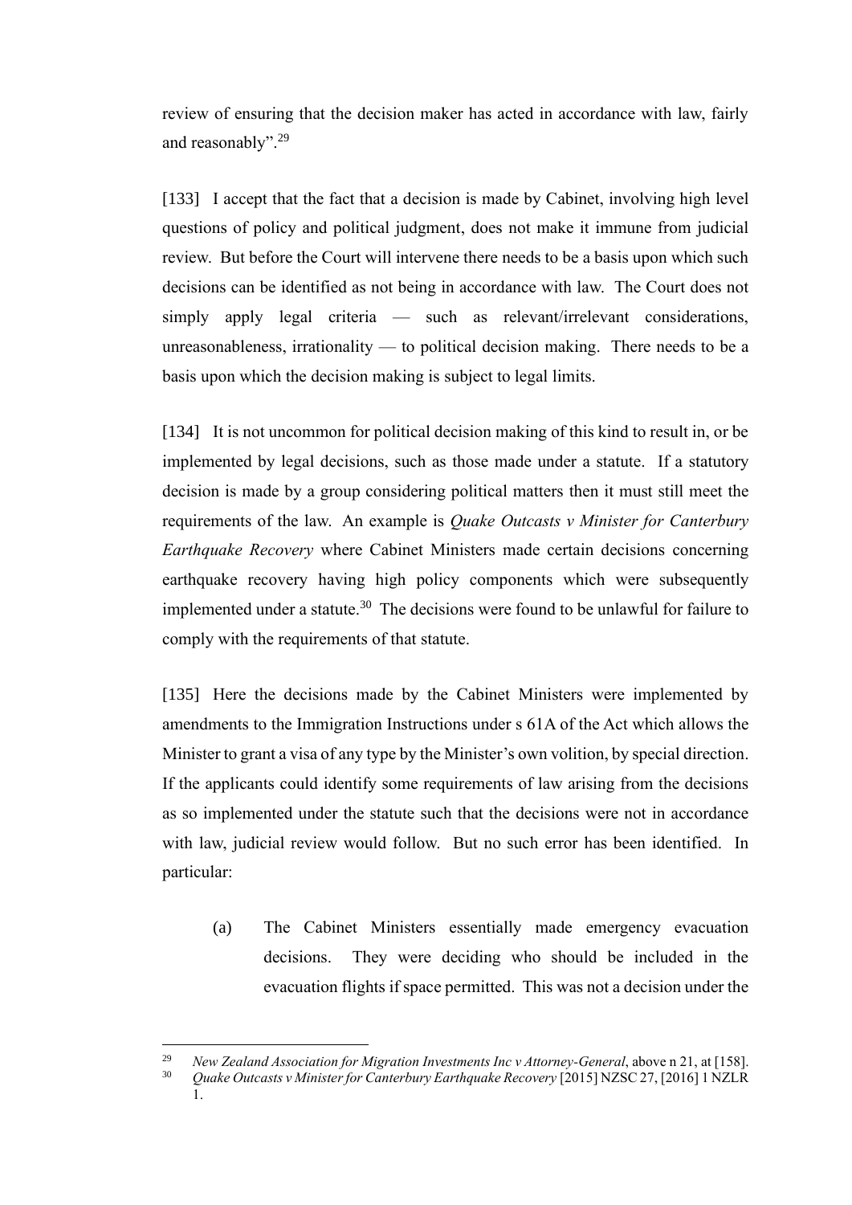review of ensuring that the decision maker has acted in accordance with law, fairly and reasonably".[29]

[133] I accept that the fact that a decision is made by Cabinet, involving high level questions of policy and political judgment, does not make it immune from judicial review. But before the Court will intervene there needs to be a basis upon which such decisions can be identified as not being in accordance with law. The Court does not simply apply legal criteria — such as relevant/irrelevant considerations, unreasonableness, irrationality — to political decision making. There needs to be a basis upon which the decision making is subject to legal limits.

[134] It is not uncommon for political decision making of this kind to result in, or be implemented by legal decisions, such as those made under a statute. If a statutory decision is made by a group considering political matters then it must still meet the requirements of the law. An example is *Quake Outcasts v Minister for Canterbury Earthquake Recovery* where Cabinet Ministers made certain decisions concerning earthquake recovery having high policy components which were subsequently implemented under a statute.[30] The decisions were found to be unlawful for failure to comply with the requirements of that statute.

[135] Here the decisions made by the Cabinet Ministers were implemented by amendments to the Immigration Instructions under s 61A of the Act which allows the Minister to grant a visa of any type by the Minister's own volition, by special direction. If the applicants could identify some requirements of law arising from the decisions as so implemented under the statute such that the decisions were not in accordance with law, judicial review would follow. But no such error has been identified. In particular:

(a) The Cabinet Ministers essentially made emergency evacuation decisions. They were deciding who should be included in the evacuation flights if space permitted. This was not a decision under the

---

[29] *New Zealand Association for Migration Investments Inc v Attorney-General*, above n 21, at [158].

[30] *Quake Outcasts v Minister for Canterbury Earthquake Recovery* [2015] NZSC 27, [2016] 1 NZLR 1.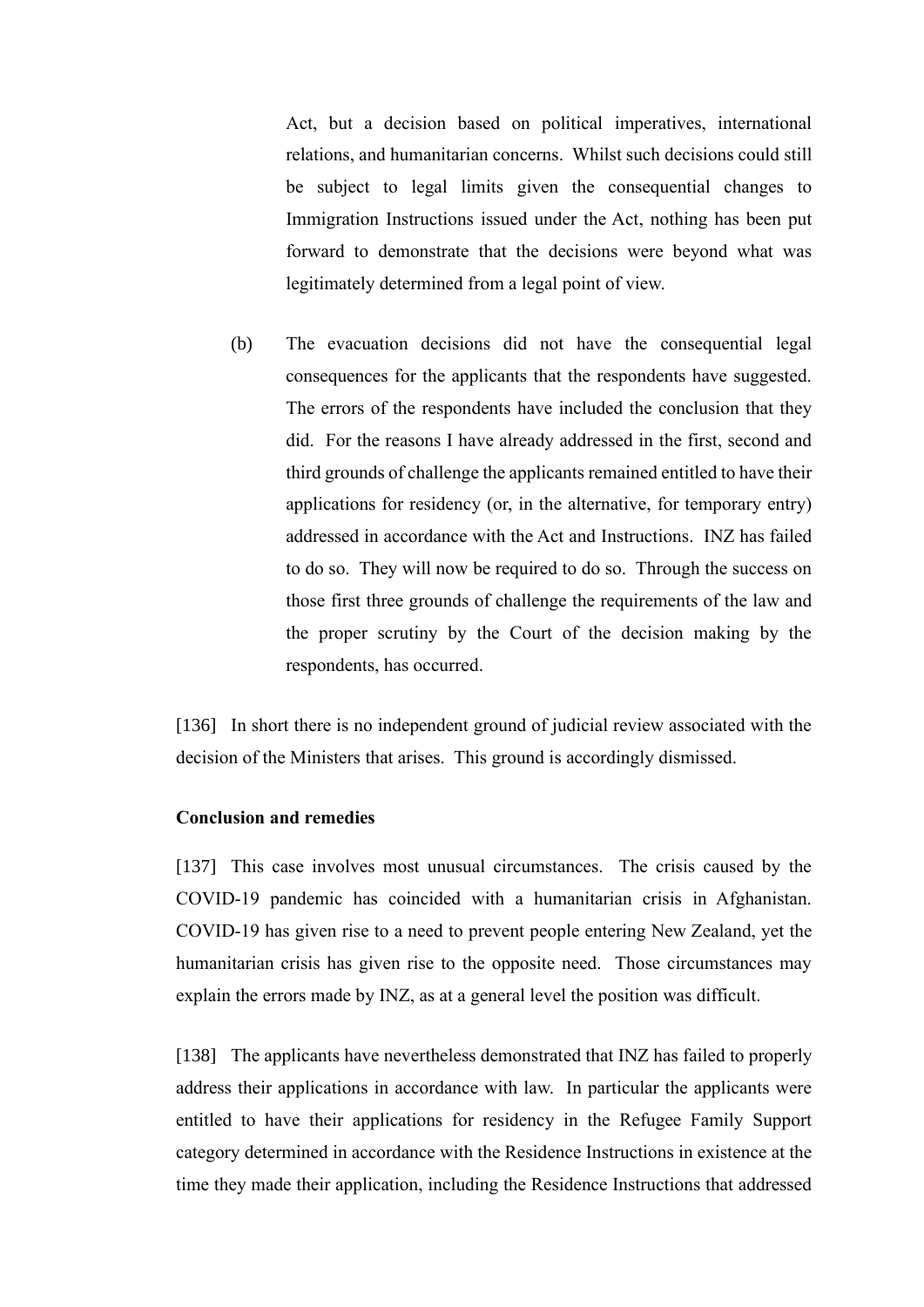Act, but a decision based on political imperatives, international relations, and humanitarian concerns. Whilst such decisions could still be subject to legal limits given the consequential changes to Immigration Instructions issued under the Act, nothing has been put forward to demonstrate that the decisions were beyond what was legitimately determined from a legal point of view.

(b) The evacuation decisions did not have the consequential legal consequences for the applicants that the respondents have suggested. The errors of the respondents have included the conclusion that they did. For the reasons I have already addressed in the first, second and third grounds of challenge the applicants remained entitled to have their applications for residency (or, in the alternative, for temporary entry) addressed in accordance with the Act and Instructions. INZ has failed to do so. They will now be required to do so. Through the success on those first three grounds of challenge the requirements of the law and the proper scrutiny by the Court of the decision making by the respondents, has occurred.

[136] In short there is no independent ground of judicial review associated with the decision of the Ministers that arises. This ground is accordingly dismissed.

**Conclusion and remedies**

[137] This case involves most unusual circumstances. The crisis caused by the COVID-19 pandemic has coincided with a humanitarian crisis in Afghanistan. COVID-19 has given rise to a need to prevent people entering New Zealand, yet the humanitarian crisis has given rise to the opposite need. Those circumstances may explain the errors made by INZ, as at a general level the position was difficult.

[138] The applicants have nevertheless demonstrated that INZ has failed to properly address their applications in accordance with law. In particular the applicants were entitled to have their applications for residency in the Refugee Family Support category determined in accordance with the Residence Instructions in existence at the time they made their application, including the Residence Instructions that addressed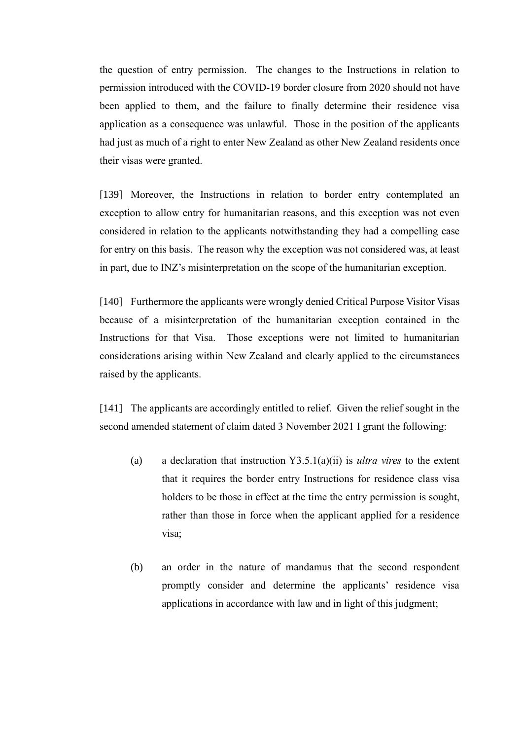the question of entry permission. The changes to the Instructions in relation to permission introduced with the COVID-19 border closure from 2020 should not have been applied to them, and the failure to finally determine their residence visa application as a consequence was unlawful. Those in the position of the applicants had just as much of a right to enter New Zealand as other New Zealand residents once their visas were granted.

[139] Moreover, the Instructions in relation to border entry contemplated an exception to allow entry for humanitarian reasons, and this exception was not even considered in relation to the applicants notwithstanding they had a compelling case for entry on this basis. The reason why the exception was not considered was, at least in part, due to INZ's misinterpretation on the scope of the humanitarian exception.

[140] Furthermore the applicants were wrongly denied Critical Purpose Visitor Visas because of a misinterpretation of the humanitarian exception contained in the Instructions for that Visa. Those exceptions were not limited to humanitarian considerations arising within New Zealand and clearly applied to the circumstances raised by the applicants.

[141] The applicants are accordingly entitled to relief. Given the relief sought in the second amended statement of claim dated 3 November 2021 I grant the following:

(a) a declaration that instruction Y3.5.1(a)(ii) is *ultra vires* to the extent that it requires the border entry Instructions for residence class visa holders to be those in effect at the time the entry permission is sought, rather than those in force when the applicant applied for a residence visa;

(b) an order in the nature of mandamus that the second respondent promptly consider and determine the applicants' residence visa applications in accordance with law and in light of this judgment;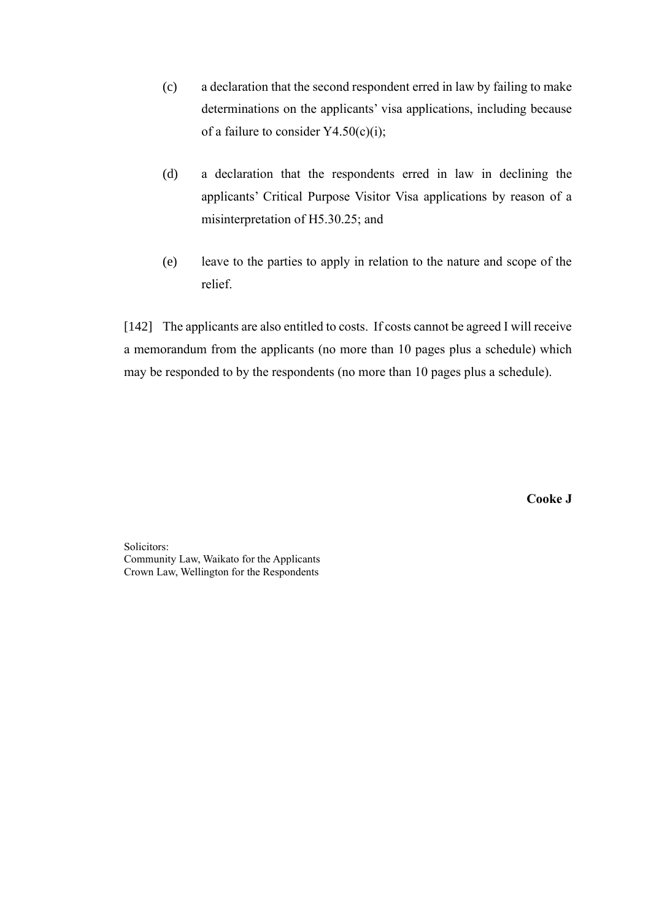(c) a declaration that the second respondent erred in law by failing to make determinations on the applicants' visa applications, including because of a failure to consider Y4.50(c)(i);

(d) a declaration that the respondents erred in law in declining the applicants' Critical Purpose Visitor Visa applications by reason of a misinterpretation of H5.30.25; and

(e) leave to the parties to apply in relation to the nature and scope of the relief.

[142] The applicants are also entitled to costs. If costs cannot be agreed I will receive a memorandum from the applicants (no more than 10 pages plus a schedule) which may be responded to by the respondents (no more than 10 pages plus a schedule).

**Cooke J**

Solicitors:
Community Law, Waikato for the Applicants
Crown Law, Wellington for the Respondents